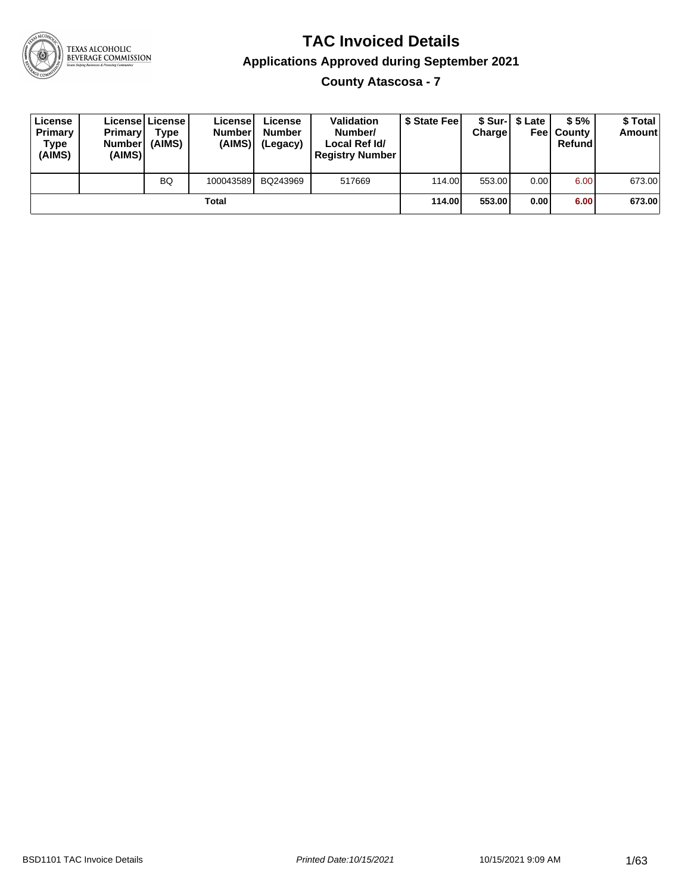# TAC Invoiced Details

## Applications Approved during September 2021

### County Atascosa - 7

| License Primary Type (AIMS) | License Primary Number (AIMS) | License Type (AIMS) | License Number (AIMS) | License Number (Legacy) | Validation Number/ Local Ref Id/ Registry Number | $ State Fee | $ Sur-Charge | $ Late Fee | $ 5% County Refund | $ Total Amount |
|---|---|---|---|---|---|---|---|---|---|---|
| | | BQ | 100043589 | BQ243969 | 517669 | 114.00 | 553.00 | 0.00 | 6.00 | 673.00 |
| **Total** | | | | | | **114.00** | **553.00** | **0.00** | **6.00** | **673.00** |

BSD1101 TAC Invoice Details *Printed Date:10/15/2021* 10/15/2021 9:09 AM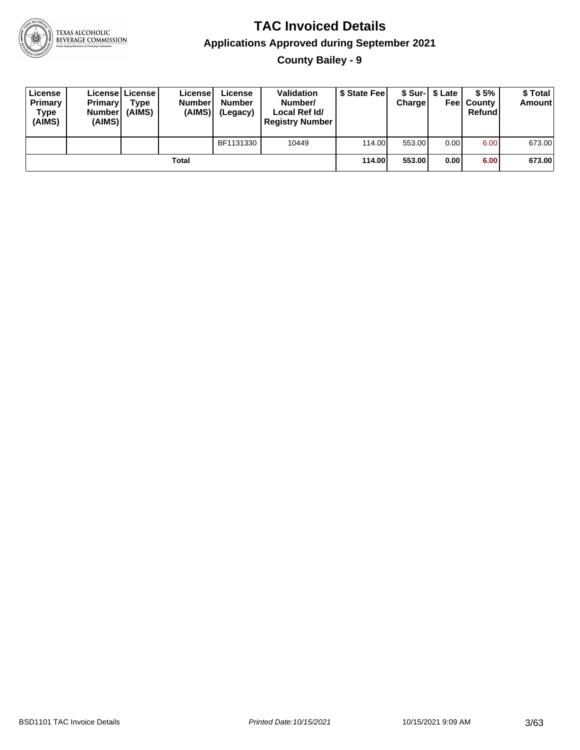# TAC Invoiced Details

## Applications Approved during September 2021

### County Bailey - 9

| License Primary Type (AIMS) | License Primary Number (AIMS) | License Type (AIMS) | License Number (AIMS) | License Number (Legacy) | Validation Number/ Local Ref Id/ Registry Number | $ State Fee | $ Sur-Charge | $ Late Fee | $ 5% County Refund | $ Total Amount |
|---|---|---|---|---|---|---|---|---|---|---|
| | | | | BF1131330 | 10449 | 114.00 | 553.00 | 0.00 | 6.00 | 673.00 |
| | | | Total | | | **114.00** | **553.00** | **0.00** | **6.00** | **673.00** |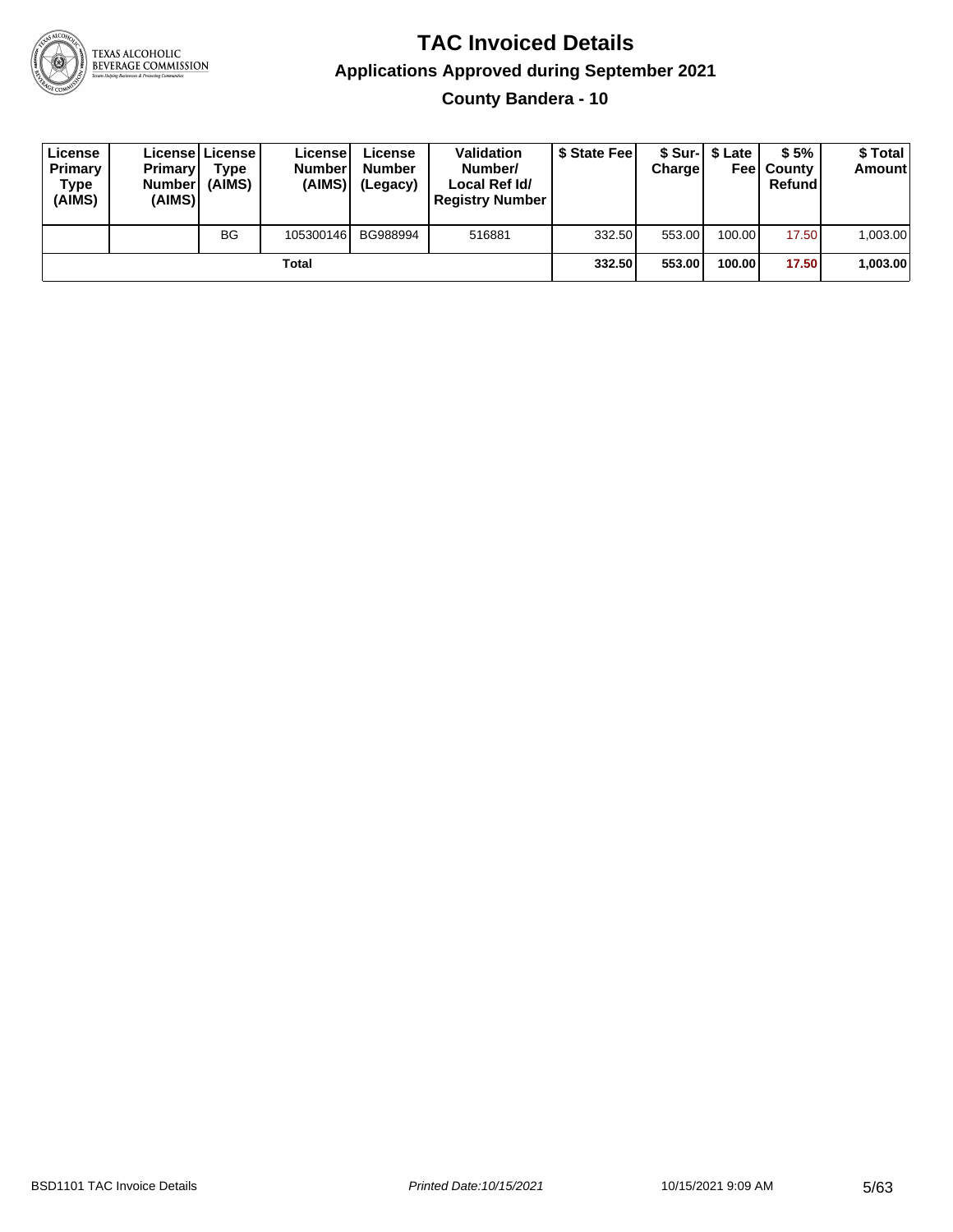# TAC Invoiced Details

## Applications Approved during September 2021

### County Bandera - 10

| License Primary Type (AIMS) | License Primary Number (AIMS) | License Type (AIMS) | License Number (AIMS) | License Number (Legacy) | Validation Number/ Local Ref Id/ Registry Number | $ State Fee | $ Sur-Charge | $ Late Fee | $ 5% County Refund | $ Total Amount |
|---|---|---|---|---|---|---|---|---|---|---|
| | | BG | 105300146 | BG988994 | 516881 | 332.50 | 553.00 | 100.00 | 17.50 | 1,003.00 |
| | | | Total | | | **332.50** | **553.00** | **100.00** | **17.50** | **1,003.00** |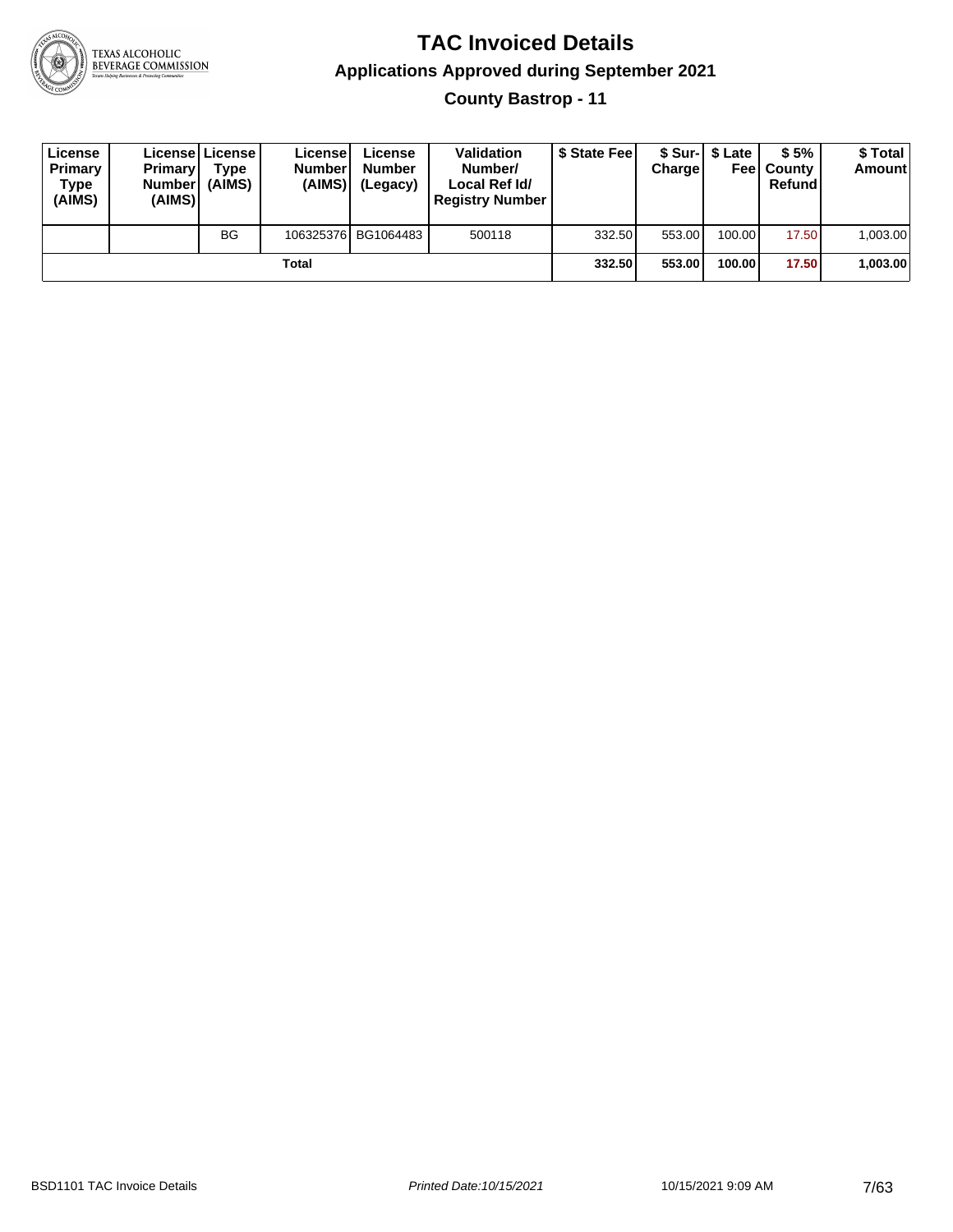# TAC Invoiced Details

## Applications Approved during September 2021

### County Bastrop - 11

| License Primary Type (AIMS) | License Primary Number (AIMS) | License Type (AIMS) | License Number (AIMS) | License Number (Legacy) | Validation Number/ Local Ref Id/ Registry Number | $ State Fee | $ Sur-Charge | $ Late Fee | $ 5% County Refund | $ Total Amount |
|---|---|---|---|---|---|---|---|---|---|---|
| | | BG | 106325376 | BG1064483 | 500118 | 332.50 | 553.00 | 100.00 | 17.50 | 1,003.00 |
| | | | | **Total** | | **332.50** | **553.00** | **100.00** | **17.50** | **1,003.00** |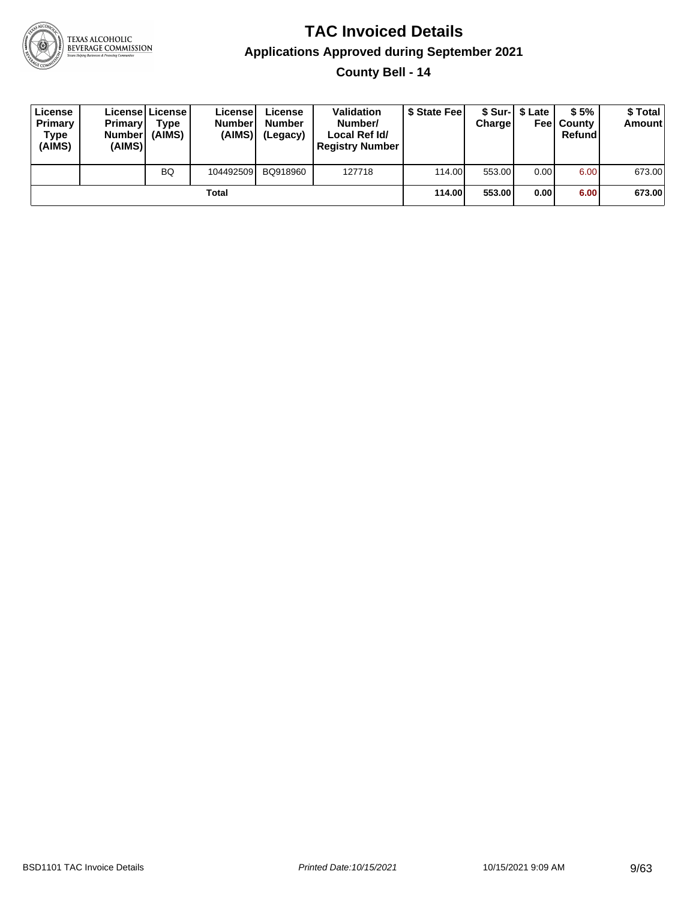# TAC Invoiced Details

## Applications Approved during September 2021

### County Bell - 14

| License Primary Type (AIMS) | License Primary Number (AIMS) | License Type (AIMS) | License Number (AIMS) | License Number (Legacy) | Validation Number/ Local Ref Id/ Registry Number | $ State Fee | $ Sur-Charge | $ Late Fee | $ 5% County Refund | $ Total Amount |
|---|---|---|---|---|---|---|---|---|---|---|
| | | BQ | 104492509 | BQ918960 | 127718 | 114.00 | 553.00 | 0.00 | 6.00 | 673.00 |
| | | | **Total** | | | **114.00** | **553.00** | **0.00** | **6.00** | **673.00** |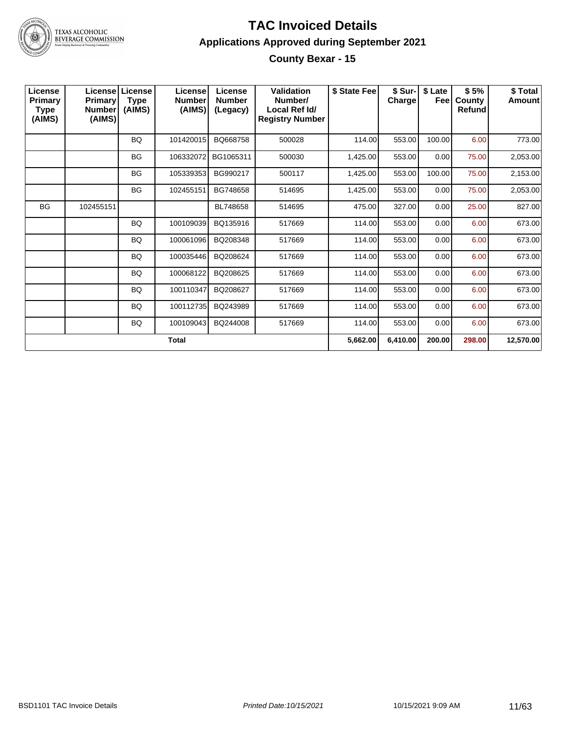# TAC Invoiced Details

## Applications Approved during September 2021

### County Bexar - 15

| License Primary Type (AIMS) | License Primary Number (AIMS) | License Type (AIMS) | License Number (AIMS) | License Number (Legacy) | Validation Number/ Local Ref Id/ Registry Number | $ State Fee | $ Sur-Charge | $ Late Fee | $ 5% County Refund | $ Total Amount |
|---|---|---|---|---|---|---|---|---|---|---|
| | | BQ | 101420015 | BQ668758 | 500028 | 114.00 | 553.00 | 100.00 | 6.00 | 773.00 |
| | | BG | 106332072 | BG1065311 | 500030 | 1,425.00 | 553.00 | 0.00 | 75.00 | 2,053.00 |
| | | BG | 105339353 | BG990217 | 500117 | 1,425.00 | 553.00 | 100.00 | 75.00 | 2,153.00 |
| | | BG | 102455151 | BG748658 | 514695 | 1,425.00 | 553.00 | 0.00 | 75.00 | 2,053.00 |
| BG | 102455151 | | | BL748658 | 514695 | 475.00 | 327.00 | 0.00 | 25.00 | 827.00 |
| | | BQ | 100109039 | BQ135916 | 517669 | 114.00 | 553.00 | 0.00 | 6.00 | 673.00 |
| | | BQ | 100061096 | BQ208348 | 517669 | 114.00 | 553.00 | 0.00 | 6.00 | 673.00 |
| | | BQ | 100035446 | BQ208624 | 517669 | 114.00 | 553.00 | 0.00 | 6.00 | 673.00 |
| | | BQ | 100068122 | BQ208625 | 517669 | 114.00 | 553.00 | 0.00 | 6.00 | 673.00 |
| | | BQ | 100110347 | BQ208627 | 517669 | 114.00 | 553.00 | 0.00 | 6.00 | 673.00 |
| | | BQ | 100112735 | BQ243989 | 517669 | 114.00 | 553.00 | 0.00 | 6.00 | 673.00 |
| | | BQ | 100109043 | BQ244008 | 517669 | 114.00 | 553.00 | 0.00 | 6.00 | 673.00 |
| **Total** | | | | | | **5,662.00** | **6,410.00** | **200.00** | **298.00** | **12,570.00** |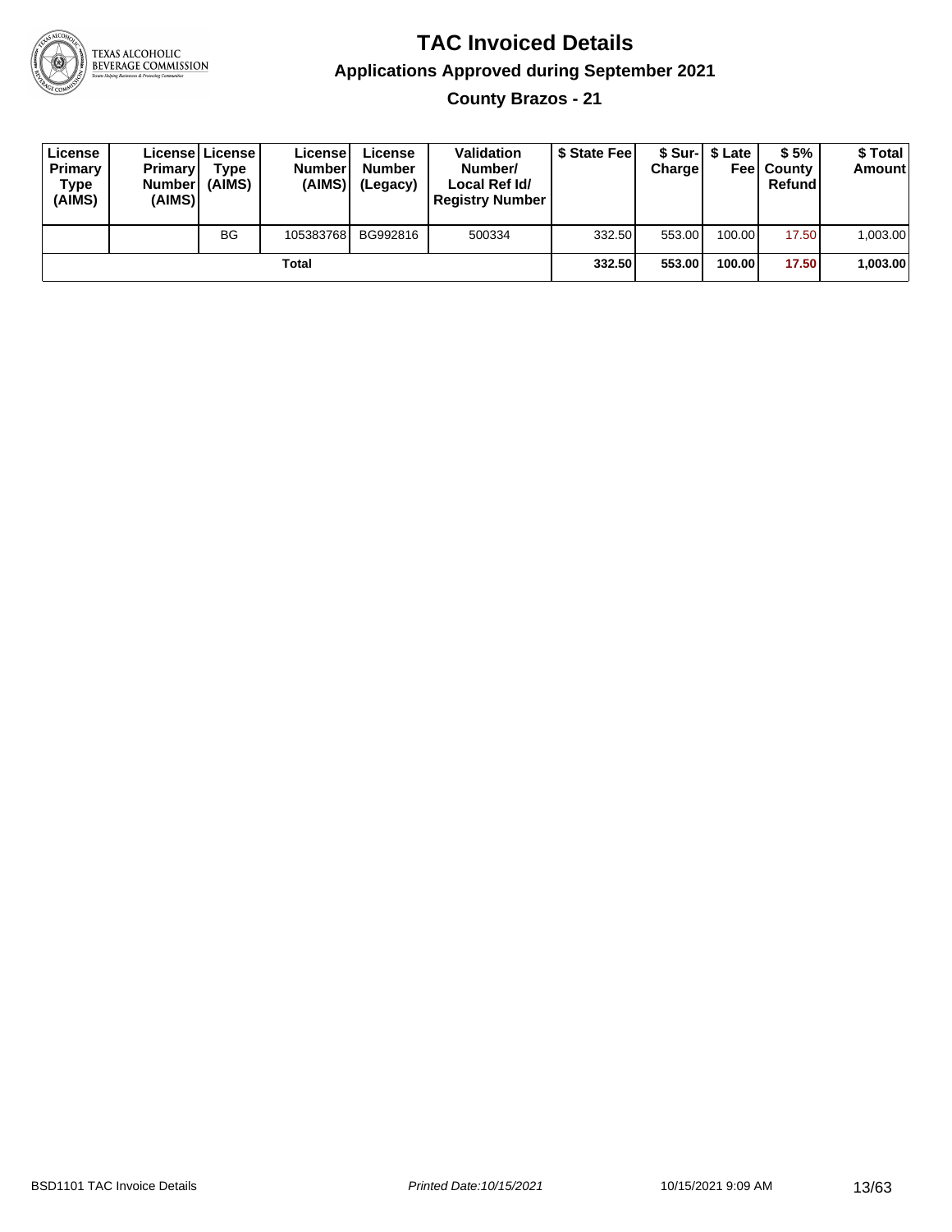# TAC Invoiced Details

## Applications Approved during September 2021

### County Brazos - 21

| License Primary Type (AIMS) | License Primary Number (AIMS) | License Type (AIMS) | License Number (AIMS) | License Number (Legacy) | Validation Number/ Local Ref Id/ Registry Number | $ State Fee | $ Sur-Charge | $ Late Fee | $ 5% County Refund | $ Total Amount |
|---|---|---|---|---|---|---|---|---|---|---|
| | | BG | 105383768 | BG992816 | 500334 | 332.50 | 553.00 | 100.00 | 17.50 | 1,003.00 |
| **Total** | | | | | | **332.50** | **553.00** | **100.00** | **17.50** | **1,003.00** |

BSD1101 TAC Invoice Details — *Printed Date:10/15/2021* — 10/15/2021 9:09 AM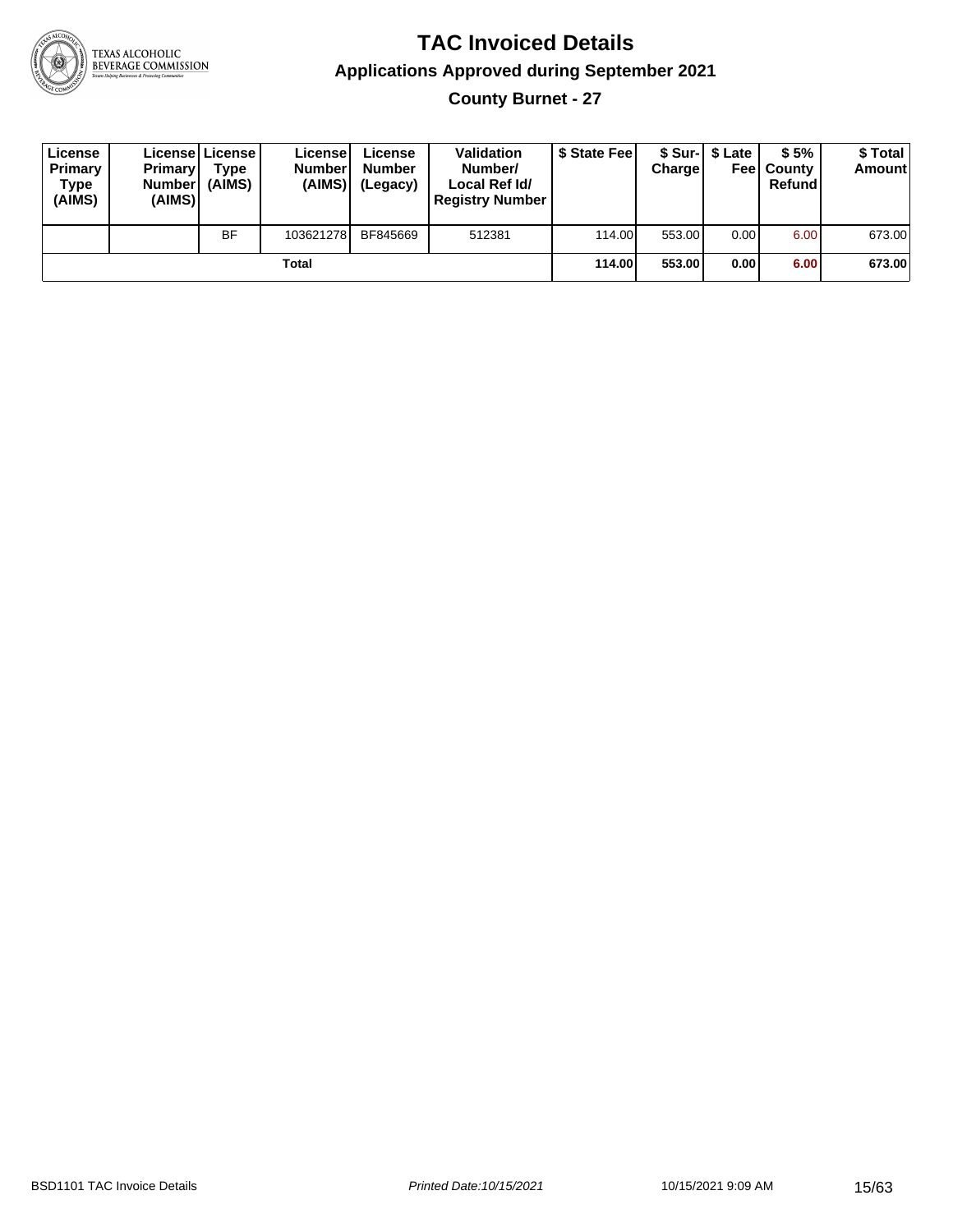# TAC Invoiced Details

## Applications Approved during September 2021

### County Burnet - 27

| License Primary Type (AIMS) | License Primary Number (AIMS) | License Type (AIMS) | License Number (AIMS) | License Number (Legacy) | Validation Number/ Local Ref Id/ Registry Number | $ State Fee | $ Sur-Charge | $ Late Fee | $ 5% County Refund | $ Total Amount |
|---|---|---|---|---|---|---|---|---|---|---|
| | | BF | 103621278 | BF845669 | 512381 | 114.00 | 553.00 | 0.00 | 6.00 | 673.00 |
| | | | **Total** | | | **114.00** | **553.00** | **0.00** | **6.00** | **673.00** |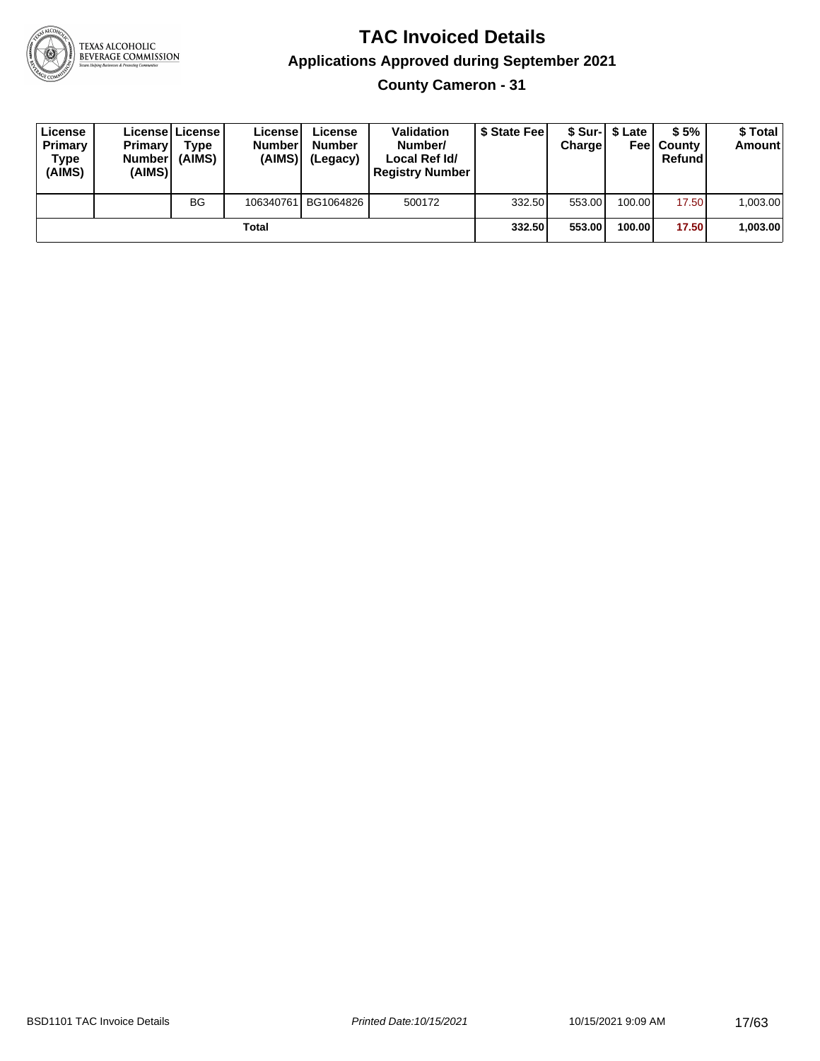# TAC Invoiced Details

## Applications Approved during September 2021

### County Cameron - 31

| License Primary Type (AIMS) | License Primary Number (AIMS) | License Type (AIMS) | License Number (AIMS) | License Number (Legacy) | Validation Number/ Local Ref Id/ Registry Number | $ State Fee | $ Sur-Charge | $ Late Fee | $ 5% County Refund | $ Total Amount |
|---|---|---|---|---|---|---|---|---|---|---|
| | | BG | 106340761 | BG1064826 | 500172 | 332.50 | 553.00 | 100.00 | 17.50 | 1,003.00 |
| | | | **Total** | | | **332.50** | **553.00** | **100.00** | **17.50** | **1,003.00** |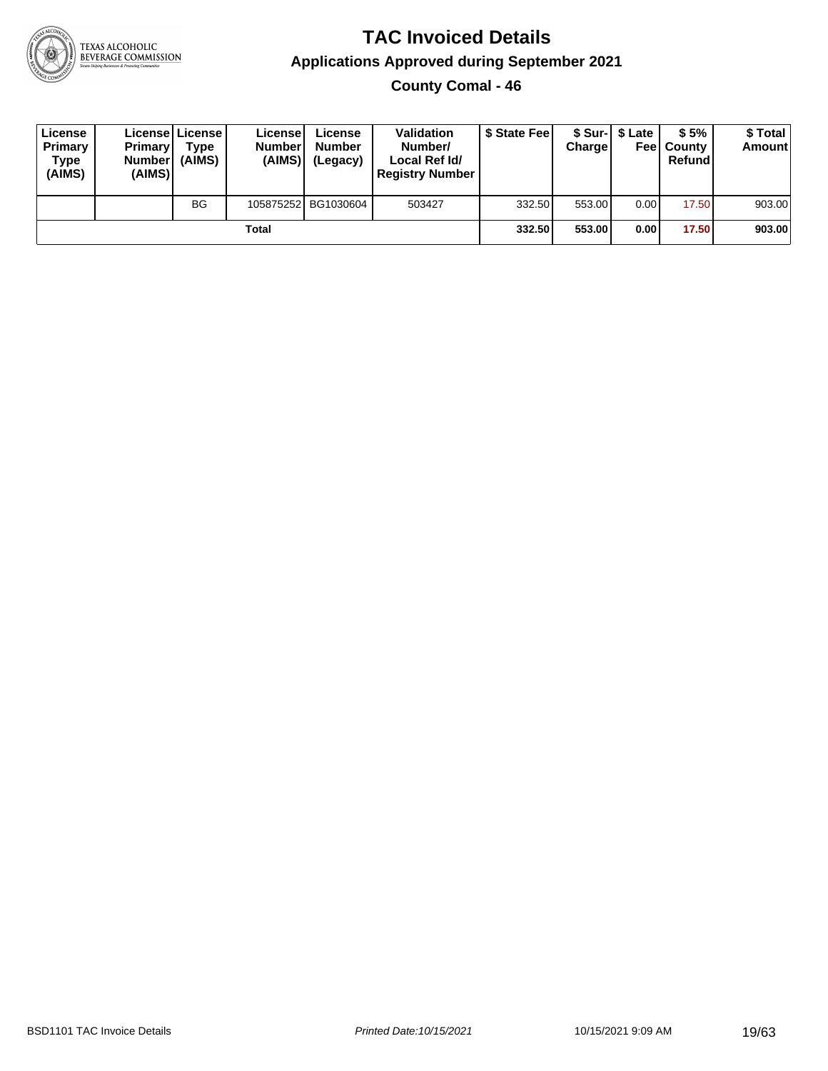# TAC Invoiced Details

## Applications Approved during September 2021

### County Comal - 46

| License Primary Type (AIMS) | License Primary Number (AIMS) | License Type (AIMS) | License Number (AIMS) | License Number (Legacy) | Validation Number/ Local Ref Id/ Registry Number | $ State Fee | $ Sur-Charge | $ Late Fee | $ 5% County Refund | $ Total Amount |
|---|---|---|---|---|---|---|---|---|---|---|
| | | BG | 105875252 | BG1030604 | 503427 | 332.50 | 553.00 | 0.00 | 17.50 | 903.00 |
| **Total** | | | | | | **332.50** | **553.00** | **0.00** | **17.50** | **903.00** |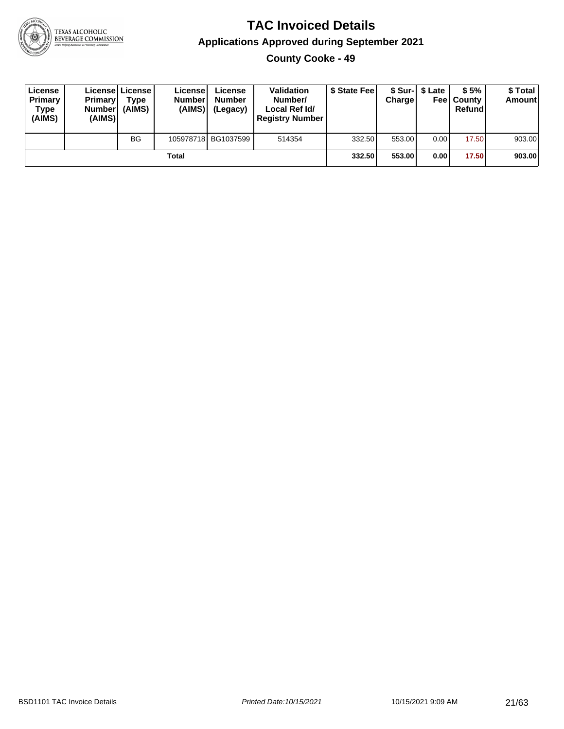# TAC Invoiced Details

## Applications Approved during September 2021

### County Cooke - 49

| License Primary Type (AIMS) | License Primary Number (AIMS) | License Type (AIMS) | License Number (AIMS) | License Number (Legacy) | Validation Number/ Local Ref Id/ Registry Number | $ State Fee | $ Sur-Charge | $ Late Fee | $ 5% County Refund | $ Total Amount |
|---|---|---|---|---|---|---|---|---|---|---|
| | | BG | 105978718 | BG1037599 | 514354 | 332.50 | 553.00 | 0.00 | 17.50 | 903.00 |
| **Total** | | | | | | **332.50** | **553.00** | **0.00** | **17.50** | **903.00** |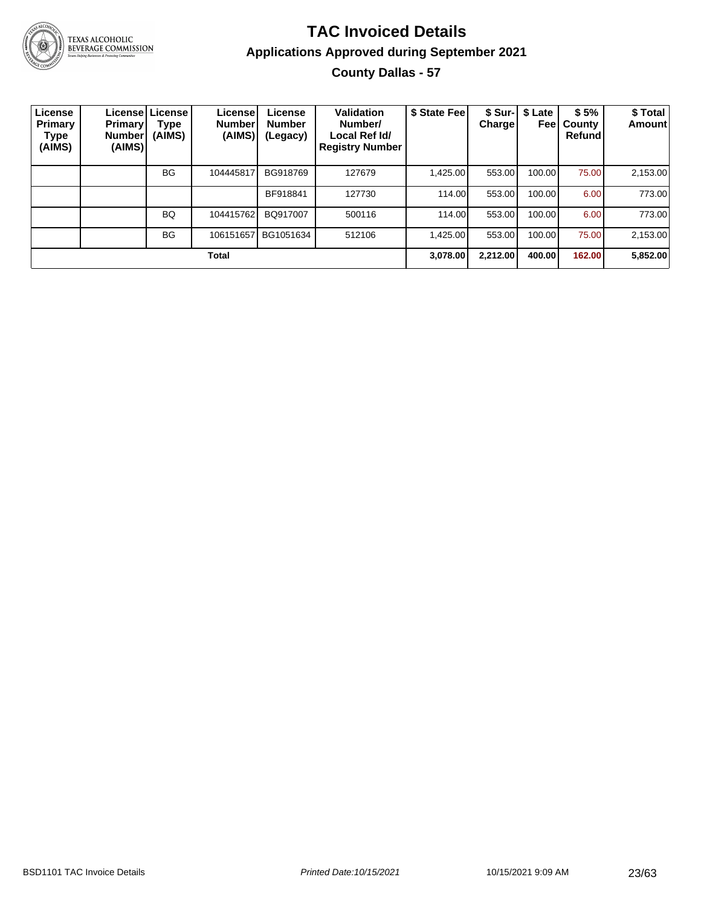# TAC Invoiced Details

## Applications Approved during September 2021

### County Dallas - 57

| License Primary Type (AIMS) | License Primary Number (AIMS) | License Type (AIMS) | License Number (AIMS) | License Number (Legacy) | Validation Number/ Local Ref Id/ Registry Number | $ State Fee | $ Sur-Charge | $ Late Fee | $ 5% County Refund | $ Total Amount |
|---|---|---|---|---|---|---|---|---|---|---|
| | | BG | 104445817 | BG918769 | 127679 | 1,425.00 | 553.00 | 100.00 | 75.00 | 2,153.00 |
| | | | | BF918841 | 127730 | 114.00 | 553.00 | 100.00 | 6.00 | 773.00 |
| | | BQ | 104415762 | BQ917007 | 500116 | 114.00 | 553.00 | 100.00 | 6.00 | 773.00 |
| | | BG | 106151657 | BG1051634 | 512106 | 1,425.00 | 553.00 | 100.00 | 75.00 | 2,153.00 |
| **Total** | | | | | | **3,078.00** | **2,212.00** | **400.00** | **162.00** | **5,852.00** |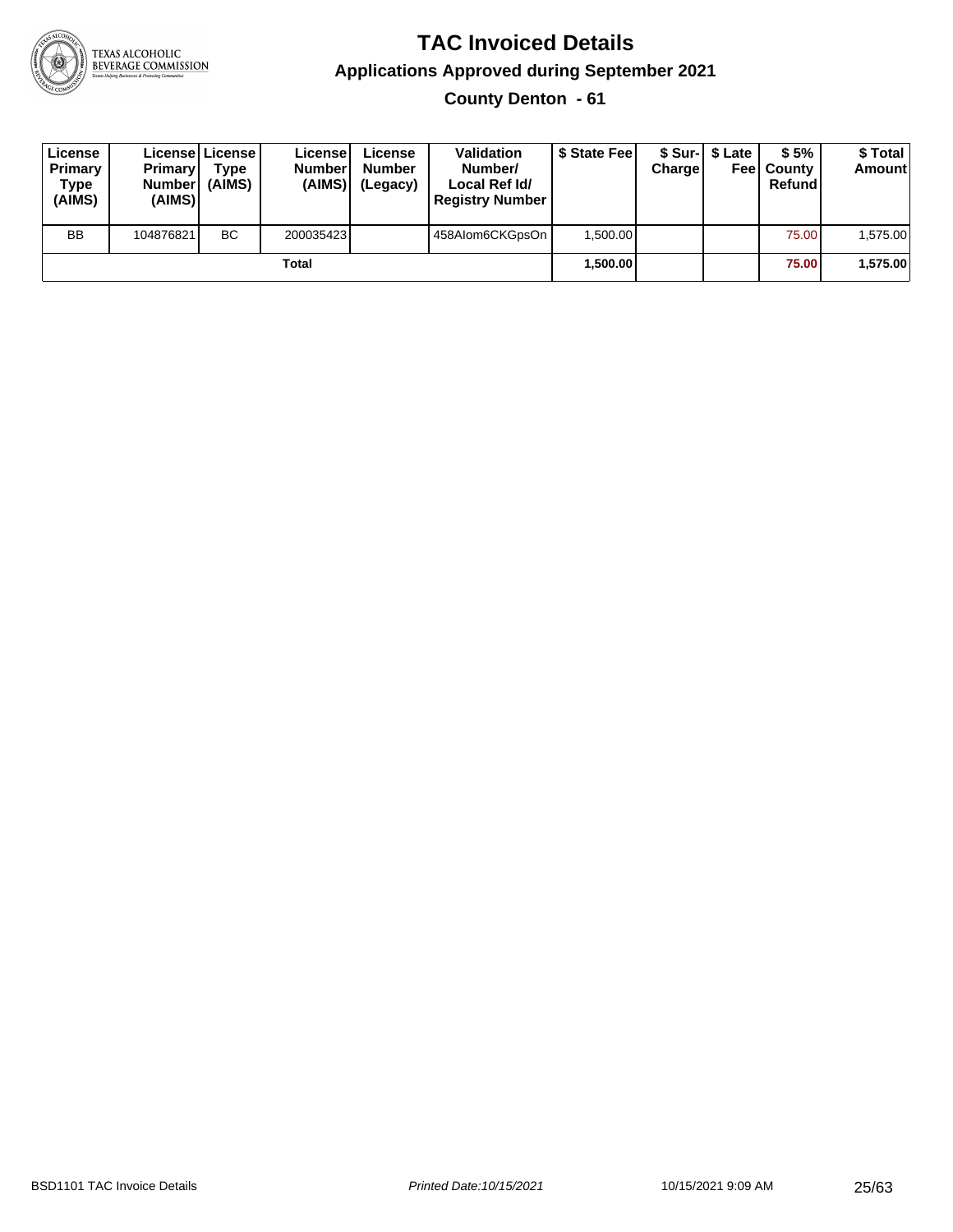# TAC Invoiced Details

## Applications Approved during September 2021

### County Denton - 61

| License Primary Type (AIMS) | License Primary Number (AIMS) | License Type (AIMS) | License Number (AIMS) | License Number (Legacy) | Validation Number/ Local Ref Id/ Registry Number | $ State Fee | $ Sur-Charge | $ Late Fee | $ 5% County Refund | $ Total Amount |
|---|---|---|---|---|---|---|---|---|---|---|
| BB | 104876821 | BC | 200035423 | | 458Alom6CKGpsOn | 1,500.00 | | | 75.00 | 1,575.00 |
| | | | **Total** | | | **1,500.00** | | | **75.00** | **1,575.00** |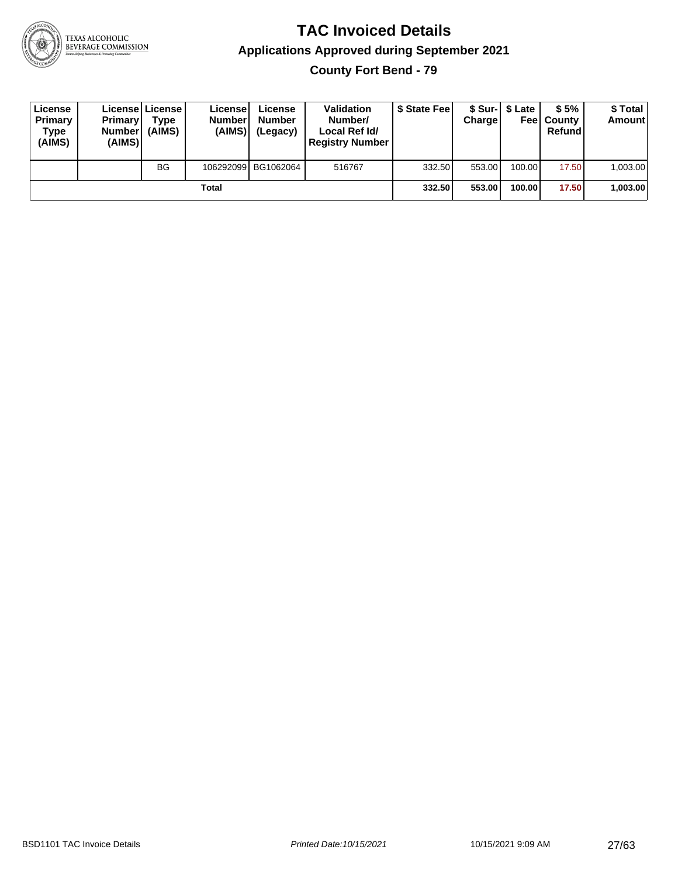# TAC Invoiced Details

## Applications Approved during September 2021

### County Fort Bend - 79

| License Primary Type (AIMS) | License Primary Number (AIMS) | License Type (AIMS) | License Number (AIMS) | License Number (Legacy) | Validation Number/ Local Ref Id/ Registry Number | $ State Fee | $ Sur-Charge | $ Late Fee | $ 5% County Refund | $ Total Amount |
|---|---|---|---|---|---|---|---|---|---|---|
| | | BG | 106292099 | BG1062064 | 516767 | 332.50 | 553.00 | 100.00 | 17.50 | 1,003.00 |
| | | | **Total** | | | **332.50** | **553.00** | **100.00** | **17.50** | **1,003.00** |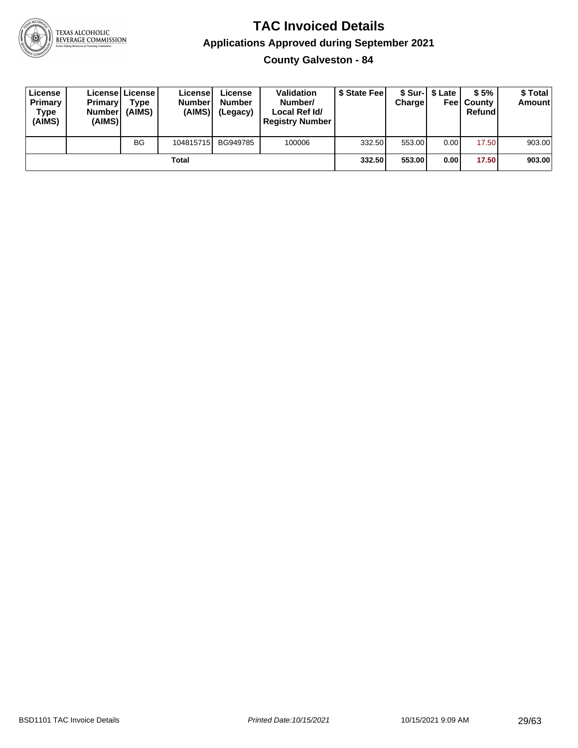# TAC Invoiced Details

## Applications Approved during September 2021

### County Galveston - 84

| License Primary Type (AIMS) | License Primary Number (AIMS) | License Type (AIMS) | License Number (AIMS) | License Number (Legacy) | Validation Number/ Local Ref Id/ Registry Number | $ State Fee | $ Sur-Charge | $ Late Fee | $ 5% County Refund | $ Total Amount |
|---|---|---|---|---|---|---|---|---|---|---|
| | | BG | 104815715 | BG949785 | 100006 | 332.50 | 553.00 | 0.00 | 17.50 | 903.00 |
| **Total** | | | | | | **332.50** | **553.00** | **0.00** | **17.50** | **903.00** |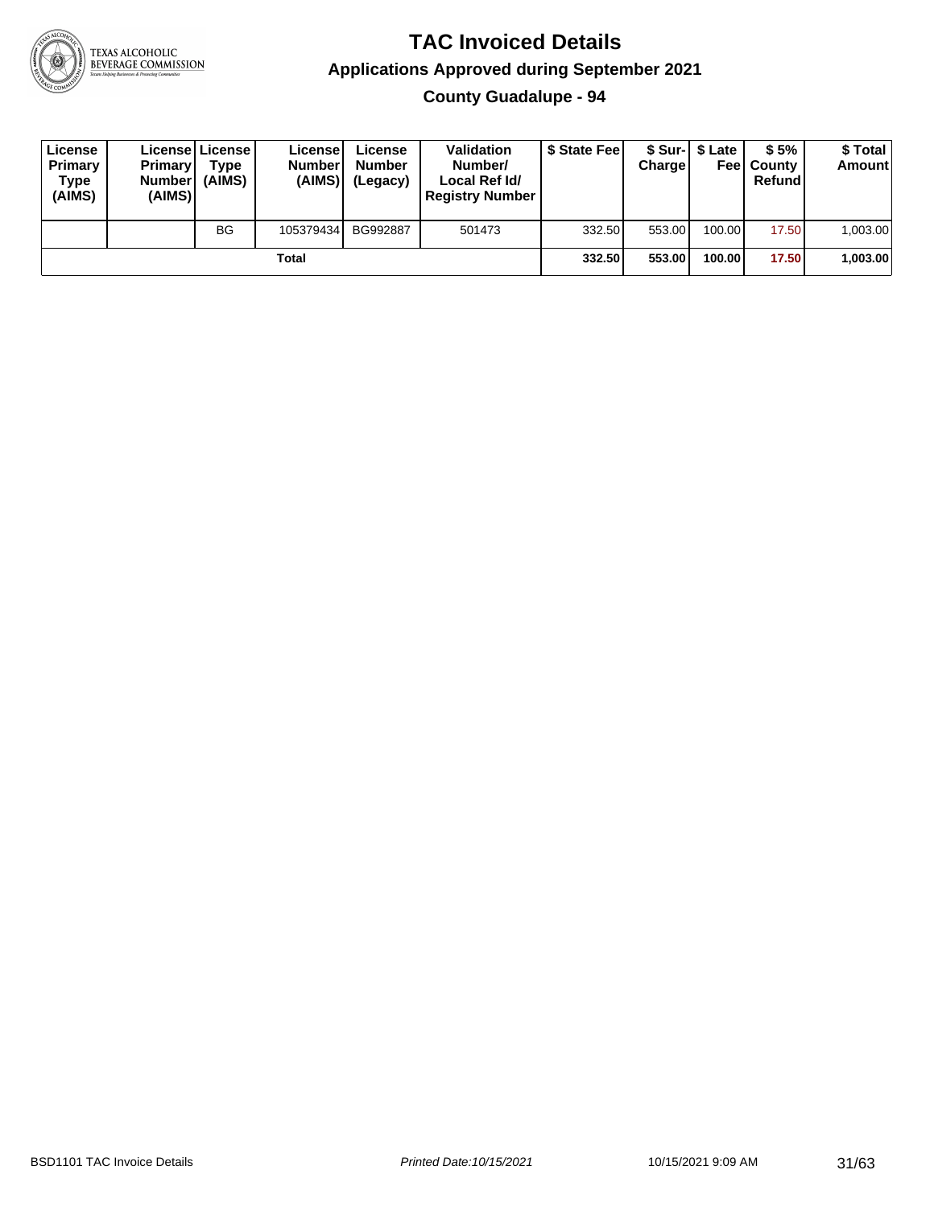# TAC Invoiced Details

## Applications Approved during September 2021

### County Guadalupe - 94

| License Primary Type (AIMS) | License Primary Number (AIMS) | License Type (AIMS) | License Number (AIMS) | License Number (Legacy) | Validation Number/ Local Ref Id/ Registry Number | $ State Fee | $ Sur-Charge | $ Late Fee | $ 5% County Refund | $ Total Amount |
|---|---|---|---|---|---|---|---|---|---|---|
| | | BG | 105379434 | BG992887 | 501473 | 332.50 | 553.00 | 100.00 | 17.50 | 1,003.00 |
| | | | **Total** | | | **332.50** | **553.00** | **100.00** | **17.50** | **1,003.00** |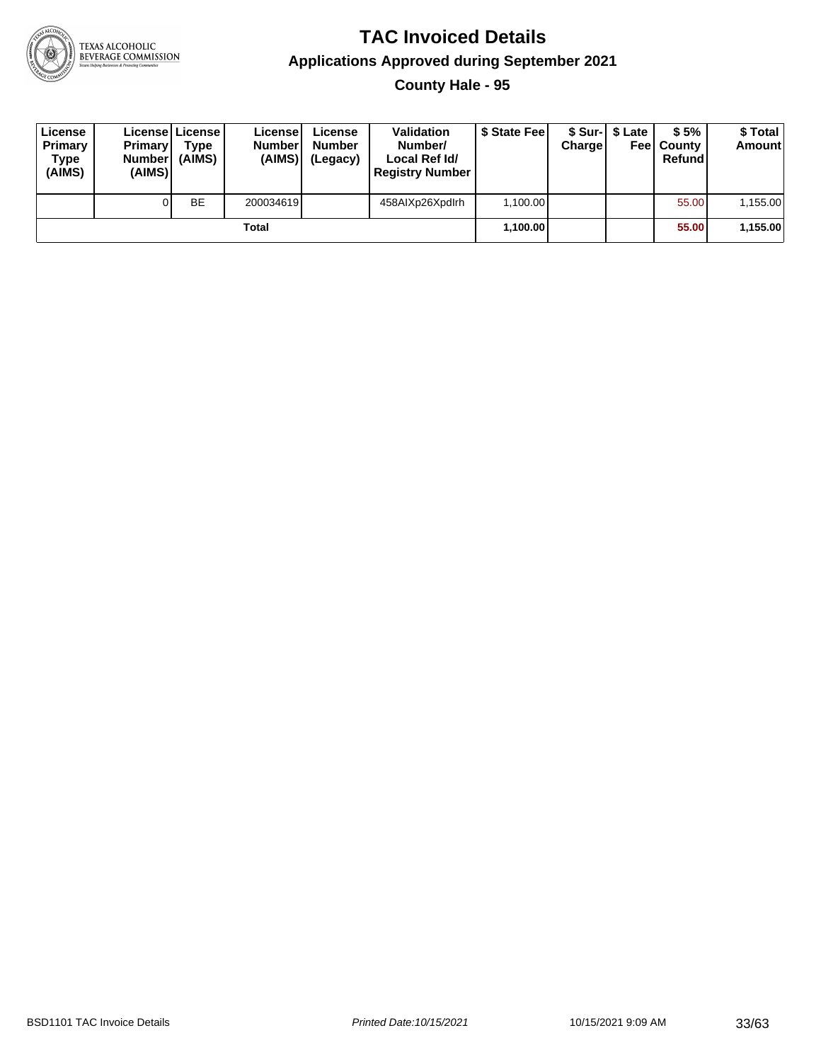# TAC Invoiced Details

## Applications Approved during September 2021

### County Hale - 95

| License Primary Type (AIMS) | License Primary Number (AIMS) | License Type (AIMS) | License Number (AIMS) | License Number (Legacy) | Validation Number/ Local Ref Id/ Registry Number | $ State Fee | $ Sur-Charge | $ Late Fee | $ 5% County Refund | $ Total Amount |
|---|---|---|---|---|---|---|---|---|---|---|
| | 0 | BE | 200034619 | | 458AIXp26XpdIrh | 1,100.00 | | | 55.00 | 1,155.00 |
| | | | **Total** | | | **1,100.00** | | | **55.00** | **1,155.00** |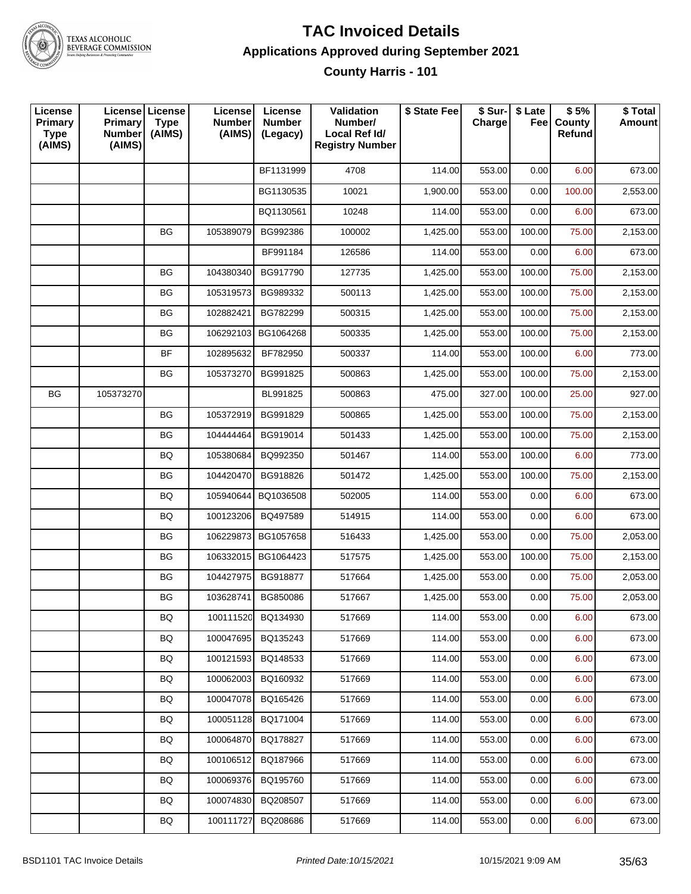# TAC Invoiced Details

## Applications Approved during September 2021

### County Harris - 101

| License Primary Type (AIMS) | License Primary Number (AIMS) | License Type (AIMS) | License Number (AIMS) | License Number (Legacy) | Validation Number/ Local Ref Id/ Registry Number | $ State Fee | $ Sur-Charge | $ Late Fee | $ 5% County Refund | $ Total Amount |
|---|---|---|---|---|---|---|---|---|---|---|
| | | | | BF1131999 | 4708 | 114.00 | 553.00 | 0.00 | 6.00 | 673.00 |
| | | | | BG1130535 | 10021 | 1,900.00 | 553.00 | 0.00 | 100.00 | 2,553.00 |
| | | | | BQ1130561 | 10248 | 114.00 | 553.00 | 0.00 | 6.00 | 673.00 |
| | | BG | 105389079 | BG992386 | 100002 | 1,425.00 | 553.00 | 100.00 | 75.00 | 2,153.00 |
| | | | | BF991184 | 126586 | 114.00 | 553.00 | 0.00 | 6.00 | 673.00 |
| | | BG | 104380340 | BG917790 | 127735 | 1,425.00 | 553.00 | 100.00 | 75.00 | 2,153.00 |
| | | BG | 105319573 | BG989332 | 500113 | 1,425.00 | 553.00 | 100.00 | 75.00 | 2,153.00 |
| | | BG | 102882421 | BG782299 | 500315 | 1,425.00 | 553.00 | 100.00 | 75.00 | 2,153.00 |
| | | BG | 106292103 | BG1064268 | 500335 | 1,425.00 | 553.00 | 100.00 | 75.00 | 2,153.00 |
| | | BF | 102895632 | BF782950 | 500337 | 114.00 | 553.00 | 100.00 | 6.00 | 773.00 |
| | | BG | 105373270 | BG991825 | 500863 | 1,425.00 | 553.00 | 100.00 | 75.00 | 2,153.00 |
| BG | 105373270 | | | BL991825 | 500863 | 475.00 | 327.00 | 100.00 | 25.00 | 927.00 |
| | | BG | 105372919 | BG991829 | 500865 | 1,425.00 | 553.00 | 100.00 | 75.00 | 2,153.00 |
| | | BG | 104444464 | BG919014 | 501433 | 1,425.00 | 553.00 | 100.00 | 75.00 | 2,153.00 |
| | | BQ | 105380684 | BQ992350 | 501467 | 114.00 | 553.00 | 100.00 | 6.00 | 773.00 |
| | | BG | 104420470 | BG918826 | 501472 | 1,425.00 | 553.00 | 100.00 | 75.00 | 2,153.00 |
| | | BQ | 105940644 | BQ1036508 | 502005 | 114.00 | 553.00 | 0.00 | 6.00 | 673.00 |
| | | BQ | 100123206 | BQ497589 | 514915 | 114.00 | 553.00 | 0.00 | 6.00 | 673.00 |
| | | BG | 106229873 | BG1057658 | 516433 | 1,425.00 | 553.00 | 0.00 | 75.00 | 2,053.00 |
| | | BG | 106332015 | BG1064423 | 517575 | 1,425.00 | 553.00 | 100.00 | 75.00 | 2,153.00 |
| | | BG | 104427975 | BG918877 | 517664 | 1,425.00 | 553.00 | 0.00 | 75.00 | 2,053.00 |
| | | BG | 103628741 | BG850086 | 517667 | 1,425.00 | 553.00 | 0.00 | 75.00 | 2,053.00 |
| | | BQ | 100111520 | BQ134930 | 517669 | 114.00 | 553.00 | 0.00 | 6.00 | 673.00 |
| | | BQ | 100047695 | BQ135243 | 517669 | 114.00 | 553.00 | 0.00 | 6.00 | 673.00 |
| | | BQ | 100121593 | BQ148533 | 517669 | 114.00 | 553.00 | 0.00 | 6.00 | 673.00 |
| | | BQ | 100062003 | BQ160932 | 517669 | 114.00 | 553.00 | 0.00 | 6.00 | 673.00 |
| | | BQ | 100047078 | BQ165426 | 517669 | 114.00 | 553.00 | 0.00 | 6.00 | 673.00 |
| | | BQ | 100051128 | BQ171004 | 517669 | 114.00 | 553.00 | 0.00 | 6.00 | 673.00 |
| | | BQ | 100064870 | BQ178827 | 517669 | 114.00 | 553.00 | 0.00 | 6.00 | 673.00 |
| | | BQ | 100106512 | BQ187966 | 517669 | 114.00 | 553.00 | 0.00 | 6.00 | 673.00 |
| | | BQ | 100069376 | BQ195760 | 517669 | 114.00 | 553.00 | 0.00 | 6.00 | 673.00 |
| | | BQ | 100074830 | BQ208507 | 517669 | 114.00 | 553.00 | 0.00 | 6.00 | 673.00 |
| | | BQ | 100111727 | BQ208686 | 517669 | 114.00 | 553.00 | 0.00 | 6.00 | 673.00 |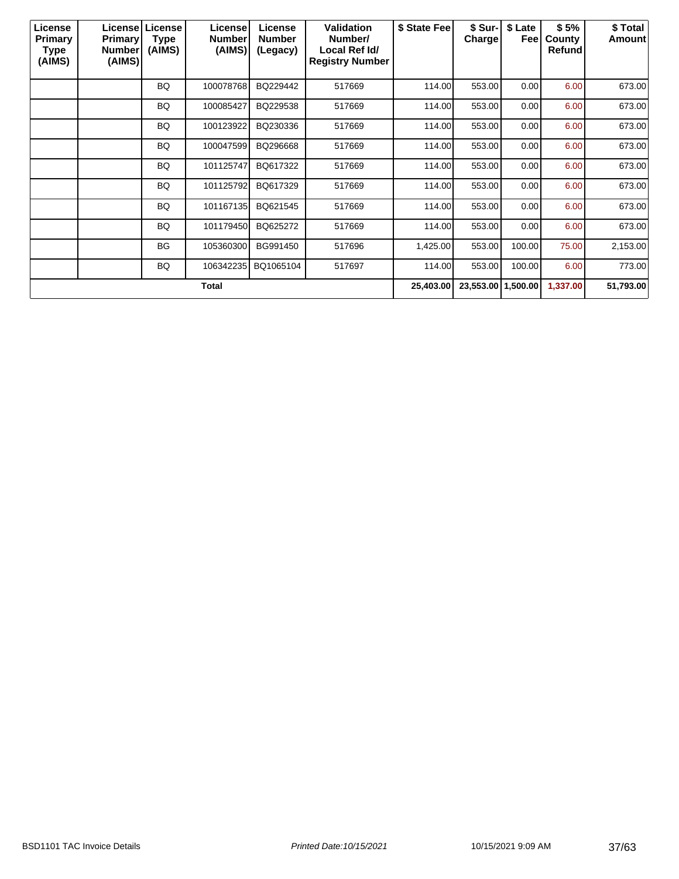| License Primary Type (AIMS) | License Primary Number (AIMS) | License Type (AIMS) | License Number (AIMS) | License Number (Legacy) | Validation Number/ Local Ref Id/ Registry Number | $ State Fee | $ Sur-Charge | $ Late Fee | $ 5% County Refund | $ Total Amount |
|---|---|---|---|---|---|---|---|---|---|---|
| | | BQ | 100078768 | BQ229442 | 517669 | 114.00 | 553.00 | 0.00 | 6.00 | 673.00 |
| | | BQ | 100085427 | BQ229538 | 517669 | 114.00 | 553.00 | 0.00 | 6.00 | 673.00 |
| | | BQ | 100123922 | BQ230336 | 517669 | 114.00 | 553.00 | 0.00 | 6.00 | 673.00 |
| | | BQ | 100047599 | BQ296668 | 517669 | 114.00 | 553.00 | 0.00 | 6.00 | 673.00 |
| | | BQ | 101125747 | BQ617322 | 517669 | 114.00 | 553.00 | 0.00 | 6.00 | 673.00 |
| | | BQ | 101125792 | BQ617329 | 517669 | 114.00 | 553.00 | 0.00 | 6.00 | 673.00 |
| | | BQ | 101167135 | BQ621545 | 517669 | 114.00 | 553.00 | 0.00 | 6.00 | 673.00 |
| | | BQ | 101179450 | BQ625272 | 517669 | 114.00 | 553.00 | 0.00 | 6.00 | 673.00 |
| | | BG | 105360300 | BG991450 | 517696 | 1,425.00 | 553.00 | 100.00 | 75.00 | 2,153.00 |
| | | BQ | 106342235 | BQ1065104 | 517697 | 114.00 | 553.00 | 100.00 | 6.00 | 773.00 |
| **Total** | | | | | | **25,403.00** | **23,553.00** | **1,500.00** | **1,337.00** | **51,793.00** |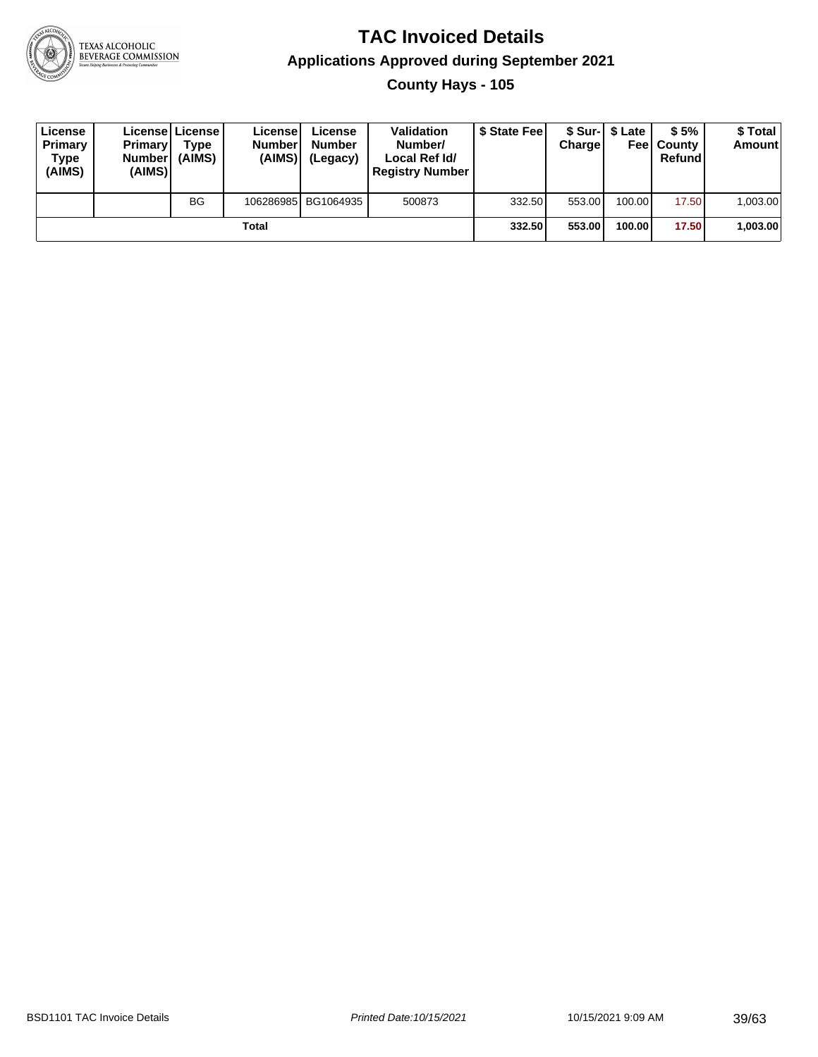# TAC Invoiced Details

## Applications Approved during September 2021

### County Hays - 105

| License Primary Type (AIMS) | License Primary Number (AIMS) | License Type (AIMS) | License Number (AIMS) | License Number (Legacy) | Validation Number/ Local Ref Id/ Registry Number | $ State Fee | $ Sur-Charge | $ Late Fee | $ 5% County Refund | $ Total Amount |
|---|---|---|---|---|---|---|---|---|---|---|
| | | BG | 106286985 | BG1064935 | 500873 | 332.50 | 553.00 | 100.00 | 17.50 | 1,003.00 |
| | | | Total | | | **332.50** | **553.00** | **100.00** | **17.50** | **1,003.00** |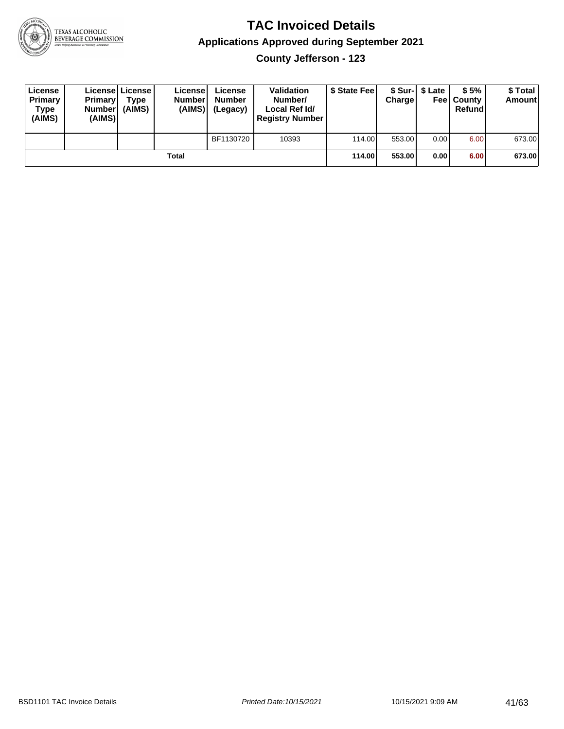# TAC Invoiced Details

## Applications Approved during September 2021

### County Jefferson - 123

| License Primary Type (AIMS) | License Primary Number (AIMS) | License Type (AIMS) | License Number (AIMS) | License Number (Legacy) | Validation Number/ Local Ref Id/ Registry Number | $ State Fee | $ Sur-Charge | $ Late Fee | $ 5% County Refund | $ Total Amount |
|---|---|---|---|---|---|---|---|---|---|---|
| | | | | BF1130720 | 10393 | 114.00 | 553.00 | 0.00 | 6.00 | 673.00 |
| | | | **Total** | | | **114.00** | **553.00** | **0.00** | **6.00** | **673.00** |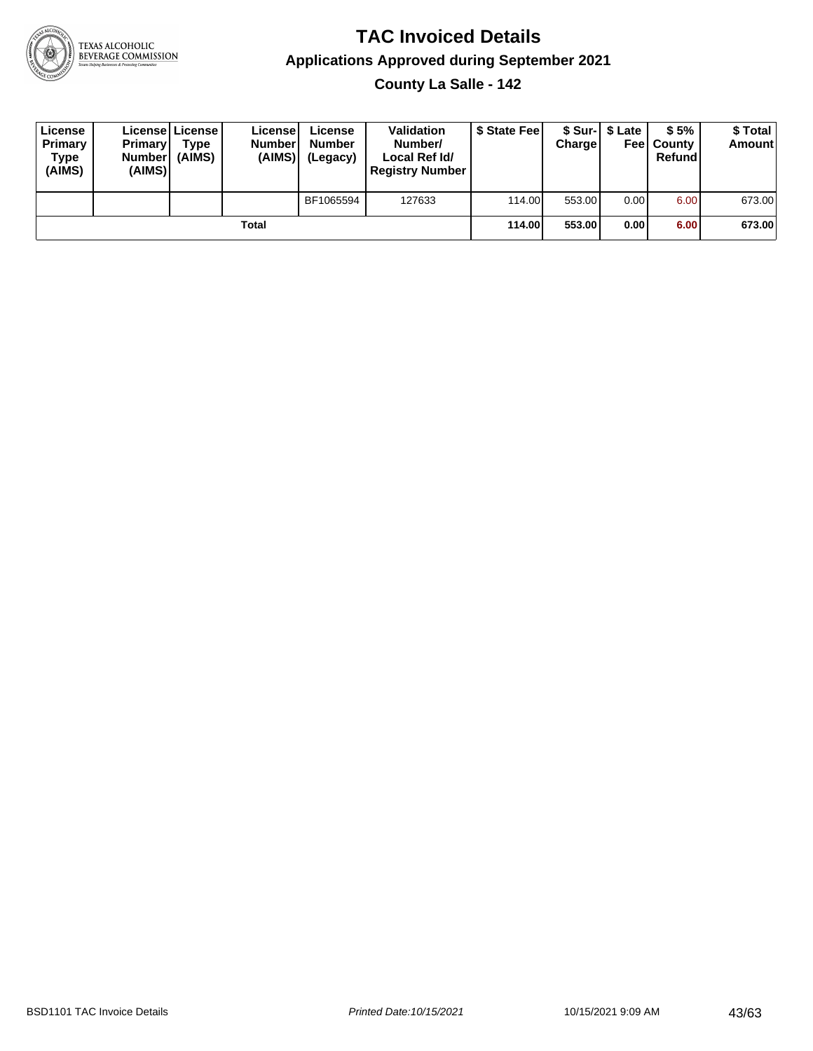# TAC Invoiced Details

## Applications Approved during September 2021

### County La Salle - 142

| License Primary Type (AIMS) | License Primary Number (AIMS) | License Type (AIMS) | License Number (AIMS) | License Number (Legacy) | Validation Number/ Local Ref Id/ Registry Number | $ State Fee | $ Sur-Charge | $ Late Fee | $ 5% County Refund | $ Total Amount |
|---|---|---|---|---|---|---|---|---|---|---|
| | | | | BF1065594 | 127633 | 114.00 | 553.00 | 0.00 | 6.00 | 673.00 |
| | | | Total | | | **114.00** | **553.00** | **0.00** | **6.00** | **673.00** |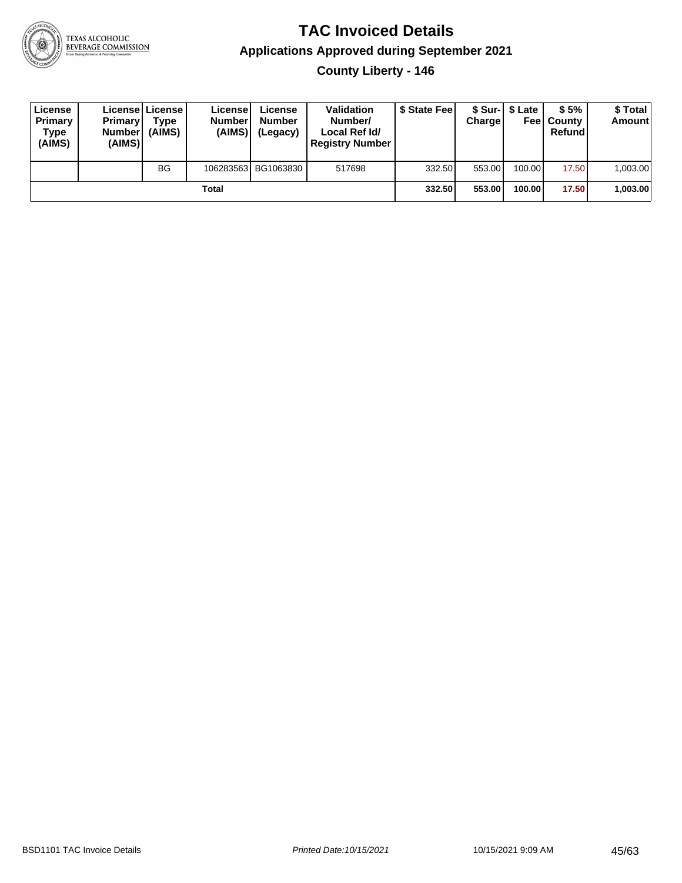# TAC Invoiced Details

## Applications Approved during September 2021

### County Liberty - 146

| License Primary Type (AIMS) | License Primary Number (AIMS) | License Type (AIMS) | License Number (AIMS) | License Number (Legacy) | Validation Number/ Local Ref Id/ Registry Number | $ State Fee | $ Sur-Charge | $ Late Fee | $ 5% County Refund | $ Total Amount |
|---|---|---|---|---|---|---|---|---|---|---|
| | | BG | 106283563 | BG1063830 | 517698 | 332.50 | 553.00 | 100.00 | 17.50 | 1,003.00 |
| **Total** | | | | | | **332.50** | **553.00** | **100.00** | **17.50** | **1,003.00** |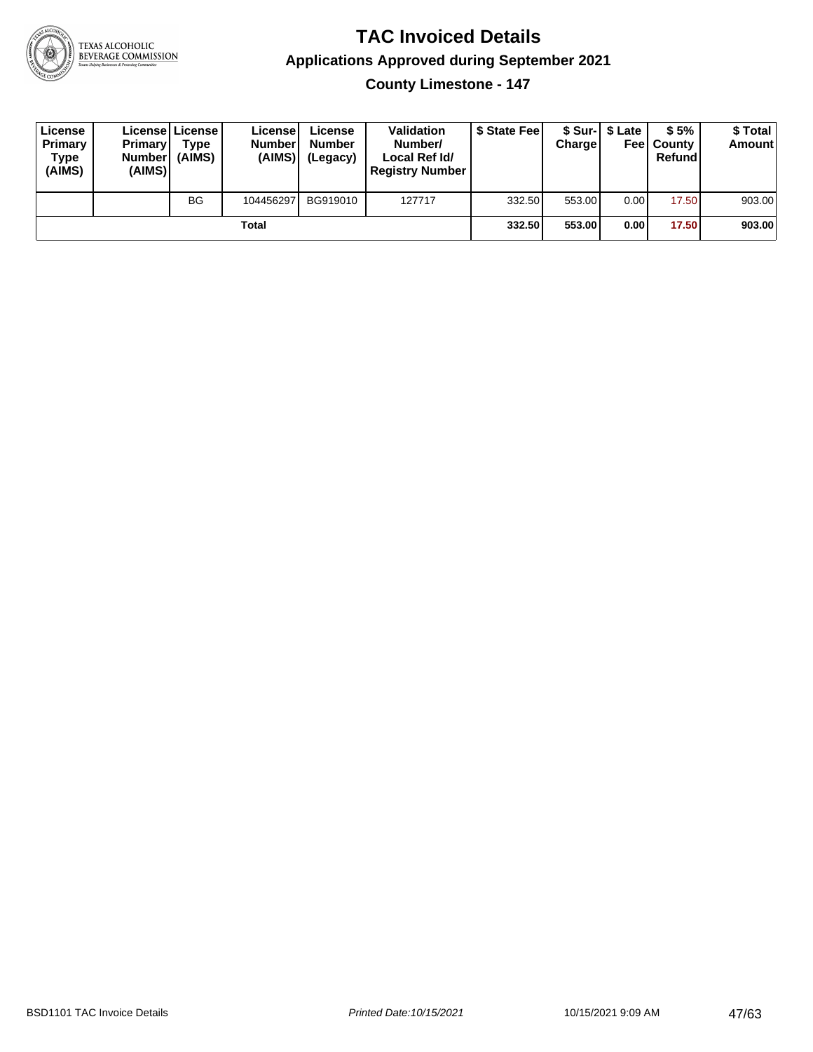# TAC Invoiced Details

## Applications Approved during September 2021

### County Limestone - 147

| License Primary Type (AIMS) | License Primary Number (AIMS) | License Type (AIMS) | License Number (AIMS) | License Number (Legacy) | Validation Number/ Local Ref Id/ Registry Number | $ State Fee | $ Sur-Charge | $ Late Fee | $ 5% County Refund | $ Total Amount |
|---|---|---|---|---|---|---|---|---|---|---|
| | | BG | 104456297 | BG919010 | 127717 | 332.50 | 553.00 | 0.00 | 17.50 | 903.00 |
| Total | | | | | | **332.50** | **553.00** | **0.00** | **17.50** | **903.00** |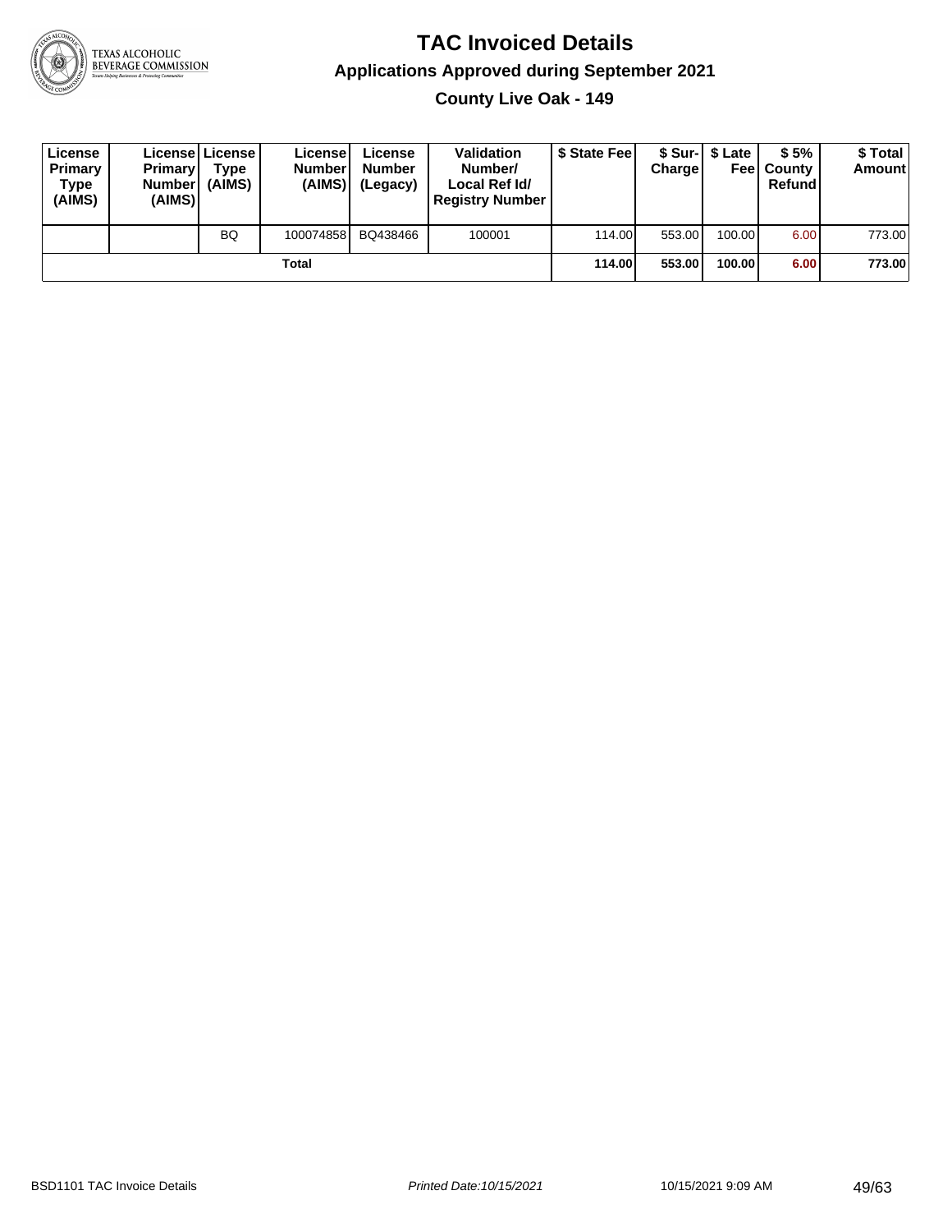# TAC Invoiced Details

## Applications Approved during September 2021

### County Live Oak - 149

| License Primary Type (AIMS) | License Primary Number (AIMS) | License Type (AIMS) | License Number (AIMS) | License Number (Legacy) | Validation Number/ Local Ref Id/ Registry Number | $ State Fee | $ Sur-Charge | $ Late Fee | $ 5% County Refund | $ Total Amount |
|---|---|---|---|---|---|---|---|---|---|---|
| | | BQ | 100074858 | BQ438466 | 100001 | 114.00 | 553.00 | 100.00 | 6.00 | 773.00 |
| | | | **Total** | | | **114.00** | **553.00** | **100.00** | **6.00** | **773.00** |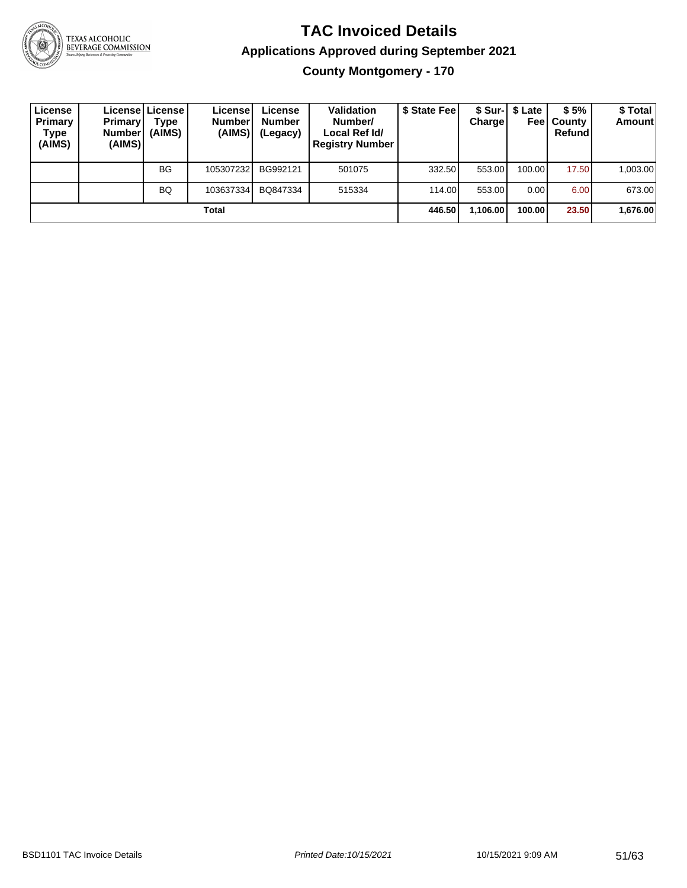# TAC Invoiced Details

## Applications Approved during September 2021

### County Montgomery - 170

| License Primary Type (AIMS) | License Primary Number (AIMS) | License Type (AIMS) | License Number (AIMS) | License Number (Legacy) | Validation Number/ Local Ref Id/ Registry Number | $ State Fee | $ Sur-Charge | $ Late Fee | $ 5% County Refund | $ Total Amount |
|---|---|---|---|---|---|---|---|---|---|---|
| | | BG | 105307232 | BG992121 | 501075 | 332.50 | 553.00 | 100.00 | 17.50 | 1,003.00 |
| | | BQ | 103637334 | BQ847334 | 515334 | 114.00 | 553.00 | 0.00 | 6.00 | 673.00 |
| **Total** | | | | | | **446.50** | **1,106.00** | **100.00** | **23.50** | **1,676.00** |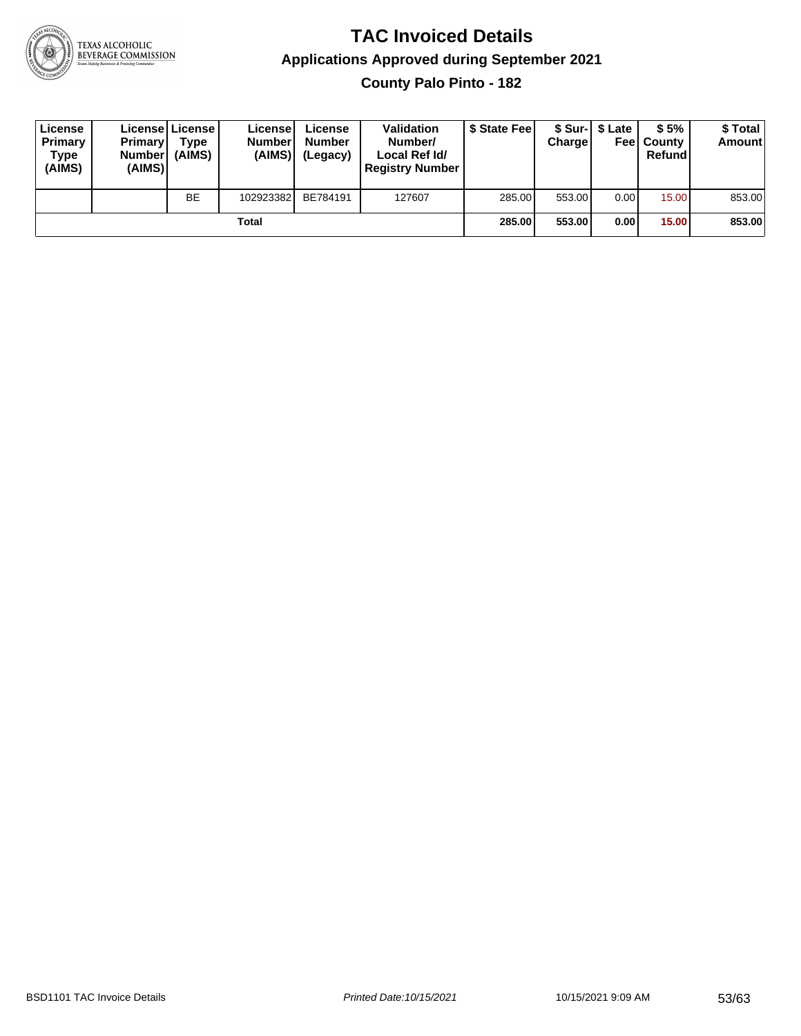# TAC Invoiced Details

## Applications Approved during September 2021

### County Palo Pinto - 182

| License Primary Type (AIMS) | License Primary Number (AIMS) | License Type (AIMS) | License Number (AIMS) | License Number (Legacy) | Validation Number/ Local Ref Id/ Registry Number | $ State Fee | $ Sur-Charge | $ Late Fee | $ 5% County Refund | $ Total Amount |
|---|---|---|---|---|---|---|---|---|---|---|
| | | BE | 102923382 | BE784191 | 127607 | 285.00 | 553.00 | 0.00 | 15.00 | 853.00 |
| | | | **Total** | | | **285.00** | **553.00** | **0.00** | **15.00** | **853.00** |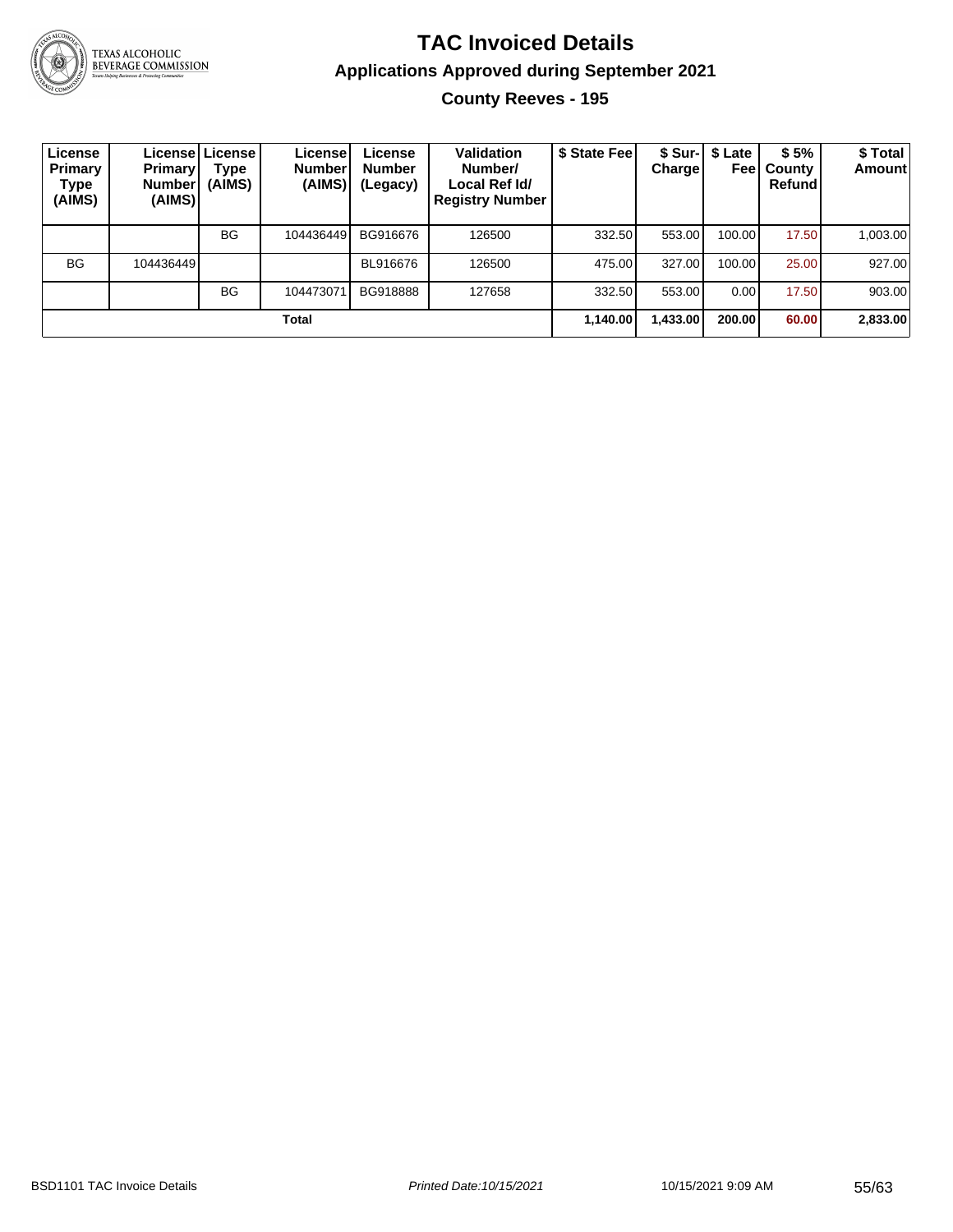# TAC Invoiced Details

## Applications Approved during September 2021

### County Reeves - 195

| License Primary Type (AIMS) | License Primary Number (AIMS) | License Type (AIMS) | License Number (AIMS) | License Number (Legacy) | Validation Number/ Local Ref Id/ Registry Number | $ State Fee | $ Sur-Charge | $ Late Fee | $ 5% County Refund | $ Total Amount |
|---|---|---|---|---|---|---|---|---|---|---|
| | | BG | 104436449 | BG916676 | 126500 | 332.50 | 553.00 | 100.00 | 17.50 | 1,003.00 |
| BG | 104436449 | | | BL916676 | 126500 | 475.00 | 327.00 | 100.00 | 25.00 | 927.00 |
| | | BG | 104473071 | BG918888 | 127658 | 332.50 | 553.00 | 0.00 | 17.50 | 903.00 |
| **Total** | | | | | | **1,140.00** | **1,433.00** | **200.00** | **60.00** | **2,833.00** |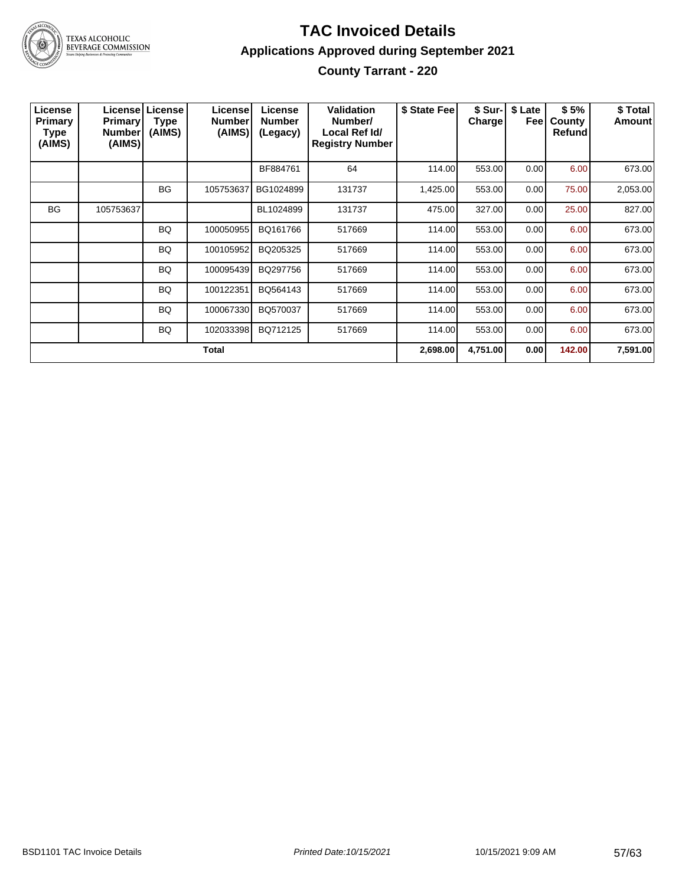# TAC Invoiced Details

## Applications Approved during September 2021

### County Tarrant - 220

| License Primary Type (AIMS) | License Primary Number (AIMS) | License Type (AIMS) | License Number (AIMS) | License Number (Legacy) | Validation Number/ Local Ref Id/ Registry Number | $ State Fee | $ Sur-Charge | $ Late Fee | $ 5% County Refund | $ Total Amount |
|---|---|---|---|---|---|---|---|---|---|---|
| | | | | BF884761 | 64 | 114.00 | 553.00 | 0.00 | 6.00 | 673.00 |
| | | BG | 105753637 | BG1024899 | 131737 | 1,425.00 | 553.00 | 0.00 | 75.00 | 2,053.00 |
| BG | 105753637 | | | BL1024899 | 131737 | 475.00 | 327.00 | 0.00 | 25.00 | 827.00 |
| | | BQ | 100050955 | BQ161766 | 517669 | 114.00 | 553.00 | 0.00 | 6.00 | 673.00 |
| | | BQ | 100105952 | BQ205325 | 517669 | 114.00 | 553.00 | 0.00 | 6.00 | 673.00 |
| | | BQ | 100095439 | BQ297756 | 517669 | 114.00 | 553.00 | 0.00 | 6.00 | 673.00 |
| | | BQ | 100122351 | BQ564143 | 517669 | 114.00 | 553.00 | 0.00 | 6.00 | 673.00 |
| | | BQ | 100067330 | BQ570037 | 517669 | 114.00 | 553.00 | 0.00 | 6.00 | 673.00 |
| | | BQ | 102033398 | BQ712125 | 517669 | 114.00 | 553.00 | 0.00 | 6.00 | 673.00 |
| **Total** | | | | | | **2,698.00** | **4,751.00** | **0.00** | **142.00** | **7,591.00** |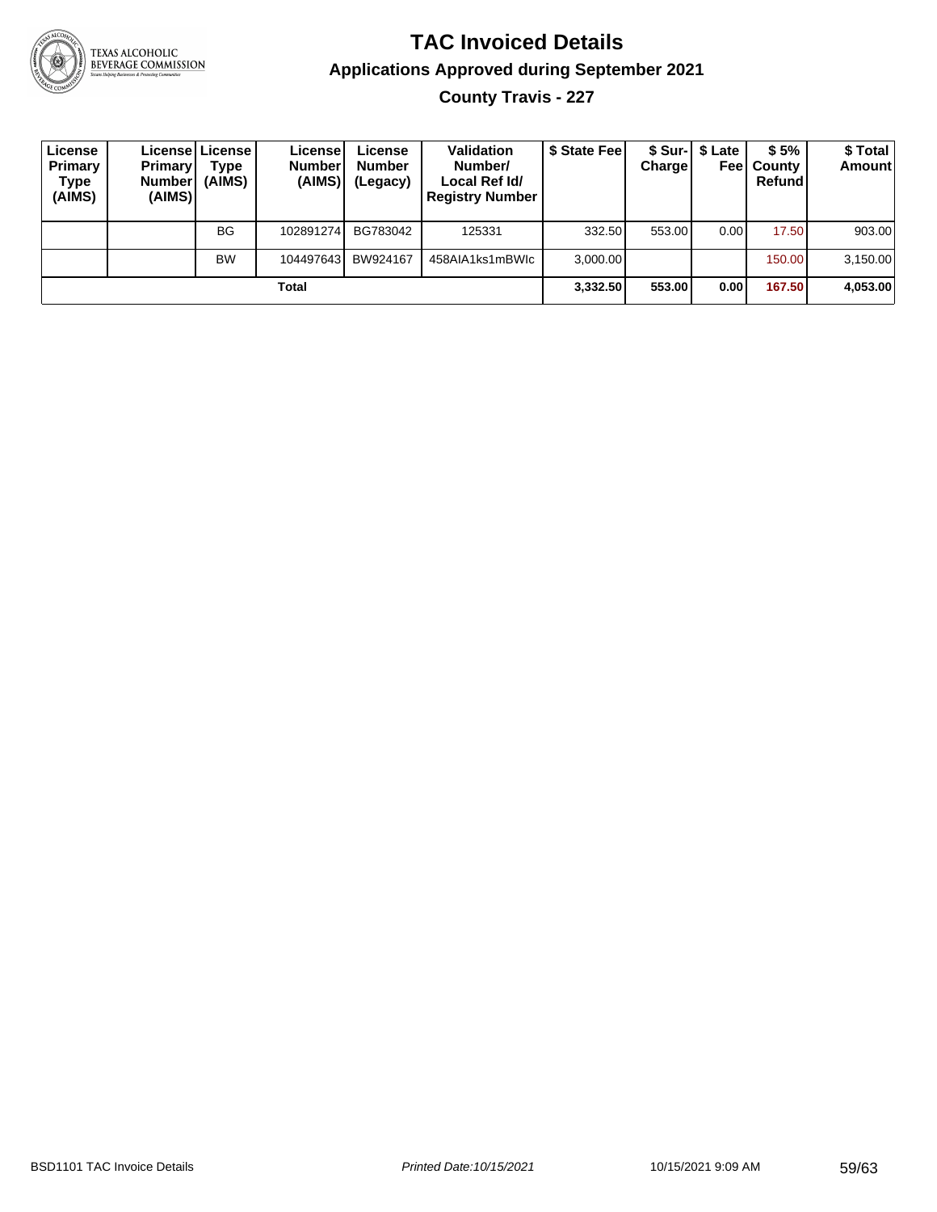# TAC Invoiced Details

## Applications Approved during September 2021

### County Travis - 227

| License Primary Type (AIMS) | License Primary Number (AIMS) | License Type (AIMS) | License Number (AIMS) | License Number (Legacy) | Validation Number/ Local Ref Id/ Registry Number | $ State Fee | $ Sur-Charge | $ Late Fee | $ 5% County Refund | $ Total Amount |
|---|---|---|---|---|---|---|---|---|---|---|
| | | BG | 102891274 | BG783042 | 125331 | 332.50 | 553.00 | 0.00 | 17.50 | 903.00 |
| | | BW | 104497643 | BW924167 | 458AIA1ks1mBWIc | 3,000.00 | | | 150.00 | 3,150.00 |
| **Total** | | | | | | **3,332.50** | **553.00** | **0.00** | **167.50** | **4,053.00** |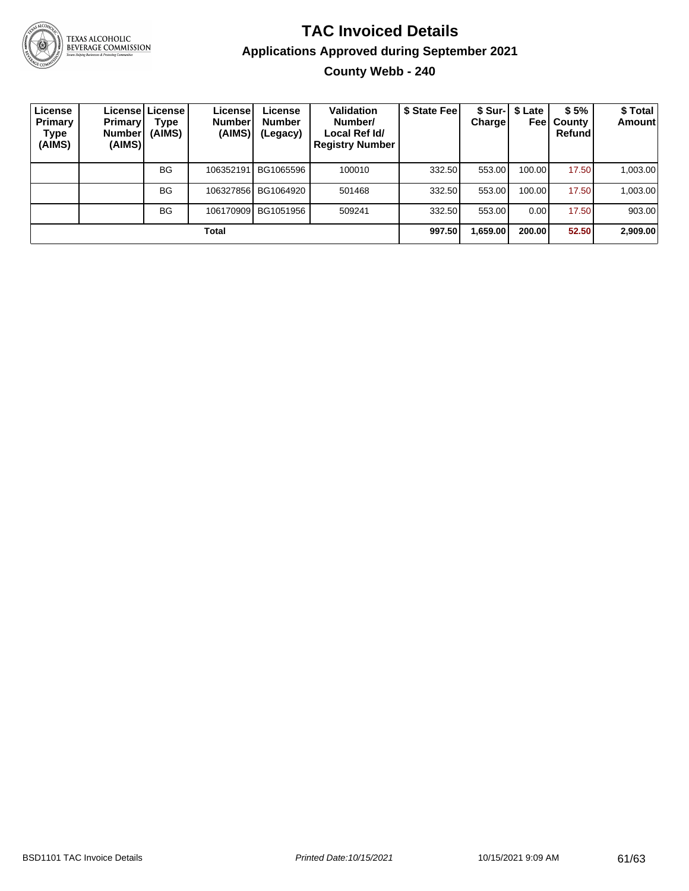# TAC Invoiced Details

## Applications Approved during September 2021

### County Webb - 240

| License Primary Type (AIMS) | License Primary Number (AIMS) | License Type (AIMS) | License Number (AIMS) | License Number (Legacy) | Validation Number/ Local Ref Id/ Registry Number | $ State Fee | $ Sur-Charge | $ Late Fee | $ 5% County Refund | $ Total Amount |
|---|---|---|---|---|---|---|---|---|---|---|
| | | BG | 106352191 | BG1065596 | 100010 | 332.50 | 553.00 | 100.00 | 17.50 | 1,003.00 |
| | | BG | 106327856 | BG1064920 | 501468 | 332.50 | 553.00 | 100.00 | 17.50 | 1,003.00 |
| | | BG | 106170909 | BG1051956 | 509241 | 332.50 | 553.00 | 0.00 | 17.50 | 903.00 |
| **Total** | | | | | | **997.50** | **1,659.00** | **200.00** | **52.50** | **2,909.00** |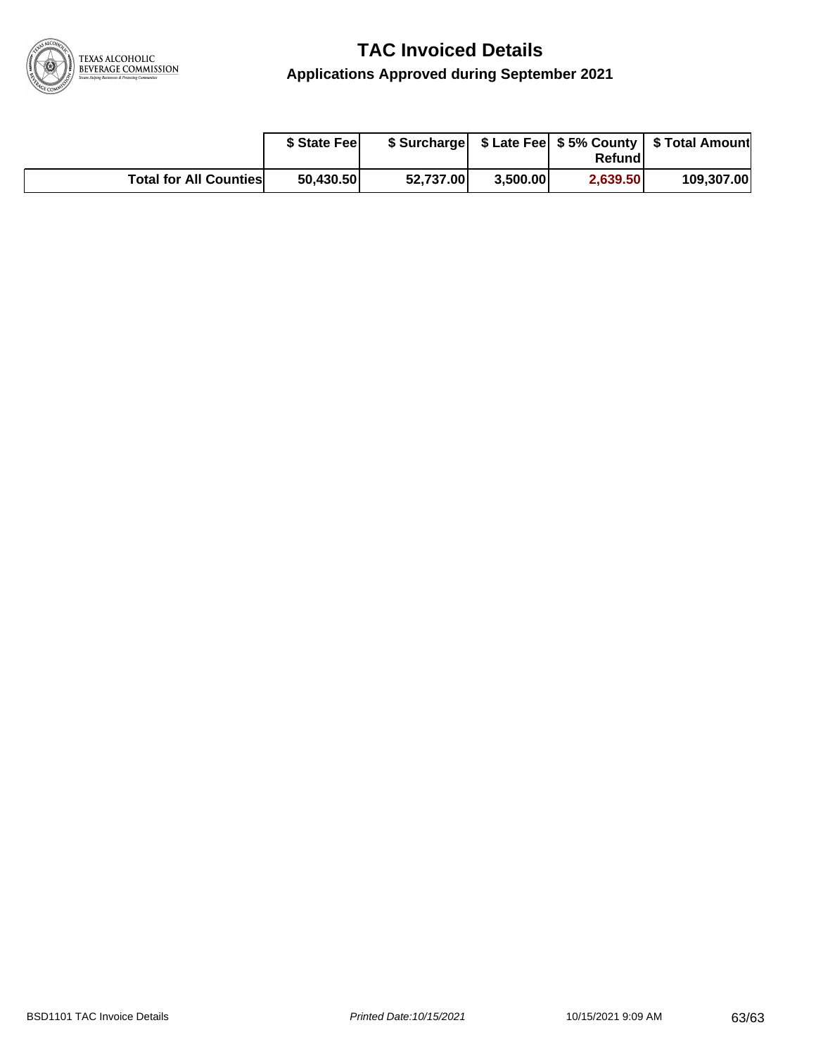# TAC Invoiced Details

## Applications Approved during September 2021

| | \$ State Fee | \$ Surcharge | \$ Late Fee | \$ 5% County Refund | \$ Total Amount |
|---|---|---|---|---|---|
| **Total for All Counties** | **50,430.50** | **52,737.00** | **3,500.00** | **2,639.50** | **109,307.00** |